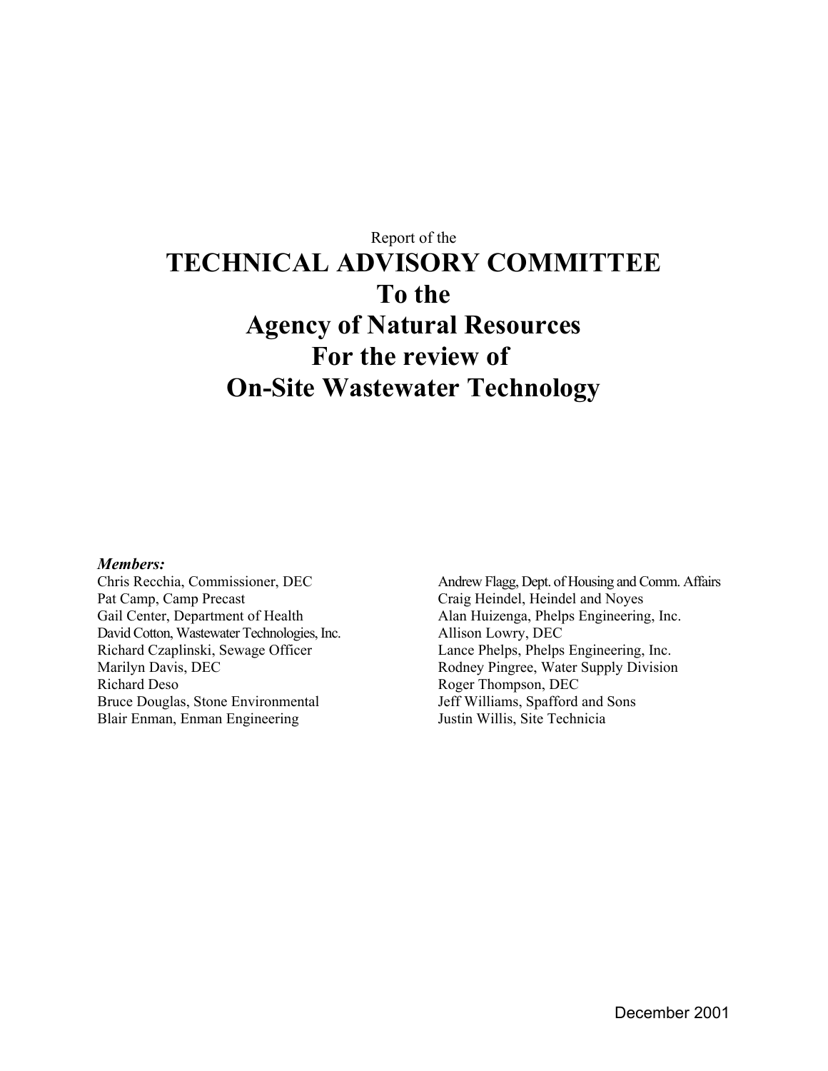Report of the

# TECHNICAL ADVISORY COMMITTEE
# To the
# Agency of Natural Resources
# For the review of
# On-Site Wastewater Technology

***Members:***

Chris Recchia, Commissioner, DEC
Pat Camp, Camp Precast
Gail Center, Department of Health
David Cotton, Wastewater Technologies, Inc.
Richard Czaplinski, Sewage Officer
Marilyn Davis, DEC
Richard Deso
Bruce Douglas, Stone Environmental
Blair Enman, Enman Engineering
Andrew Flagg, Dept. of Housing and Comm. Affairs
Craig Heindel, Heindel and Noyes
Alan Huizenga, Phelps Engineering, Inc.
Allison Lowry, DEC
Lance Phelps, Phelps Engineering, Inc.
Rodney Pingree, Water Supply Division
Roger Thompson, DEC
Jeff Williams, Spafford and Sons
Justin Willis, Site Technicia

December 2001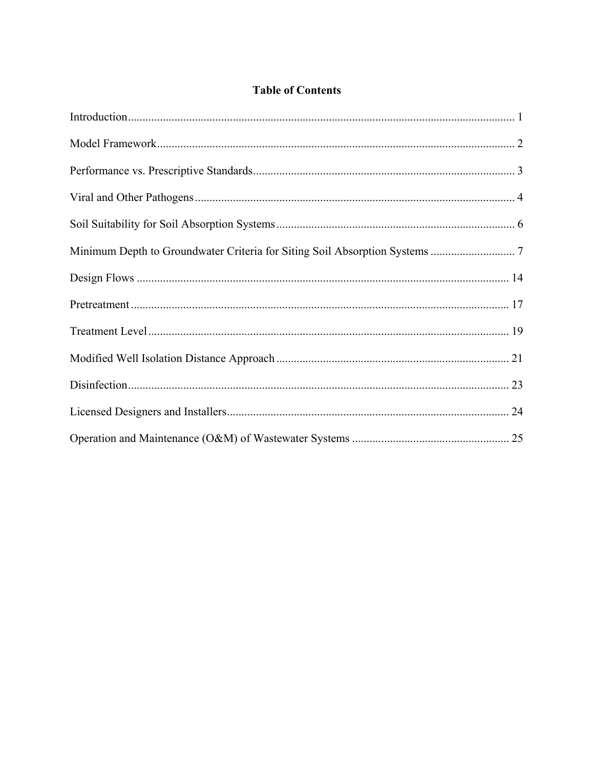# Table of Contents

| Section | Page |
| --- | --- |
| Introduction | 1 |
| Model Framework | 2 |
| Performance vs. Prescriptive Standards | 3 |
| Viral and Other Pathogens | 4 |
| Soil Suitability for Soil Absorption Systems | 6 |
| Minimum Depth to Groundwater Criteria for Siting Soil Absorption Systems | 7 |
| Design Flows | 14 |
| Pretreatment | 17 |
| Treatment Level | 19 |
| Modified Well Isolation Distance Approach | 21 |
| Disinfection | 23 |
| Licensed Designers and Installers | 24 |
| Operation and Maintenance (O&M) of Wastewater Systems | 25 |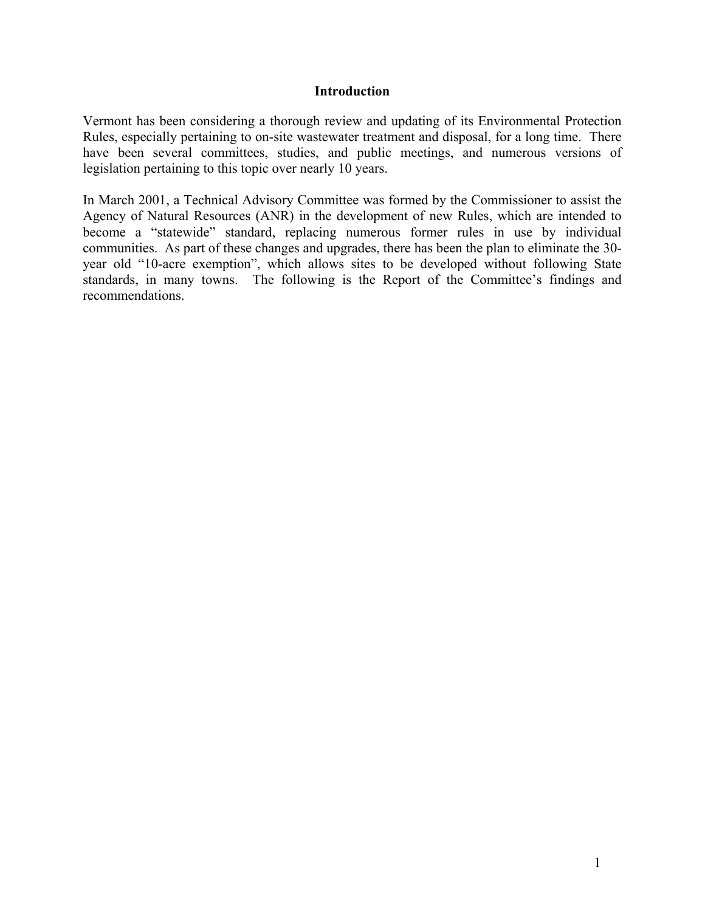## Introduction

Vermont has been considering a thorough review and updating of its Environmental Protection Rules, especially pertaining to on-site wastewater treatment and disposal, for a long time. There have been several committees, studies, and public meetings, and numerous versions of legislation pertaining to this topic over nearly 10 years.

In March 2001, a Technical Advisory Committee was formed by the Commissioner to assist the Agency of Natural Resources (ANR) in the development of new Rules, which are intended to become a "statewide" standard, replacing numerous former rules in use by individual communities. As part of these changes and upgrades, there has been the plan to eliminate the 30-year old "10-acre exemption", which allows sites to be developed without following State standards, in many towns. The following is the Report of the Committee's findings and recommendations.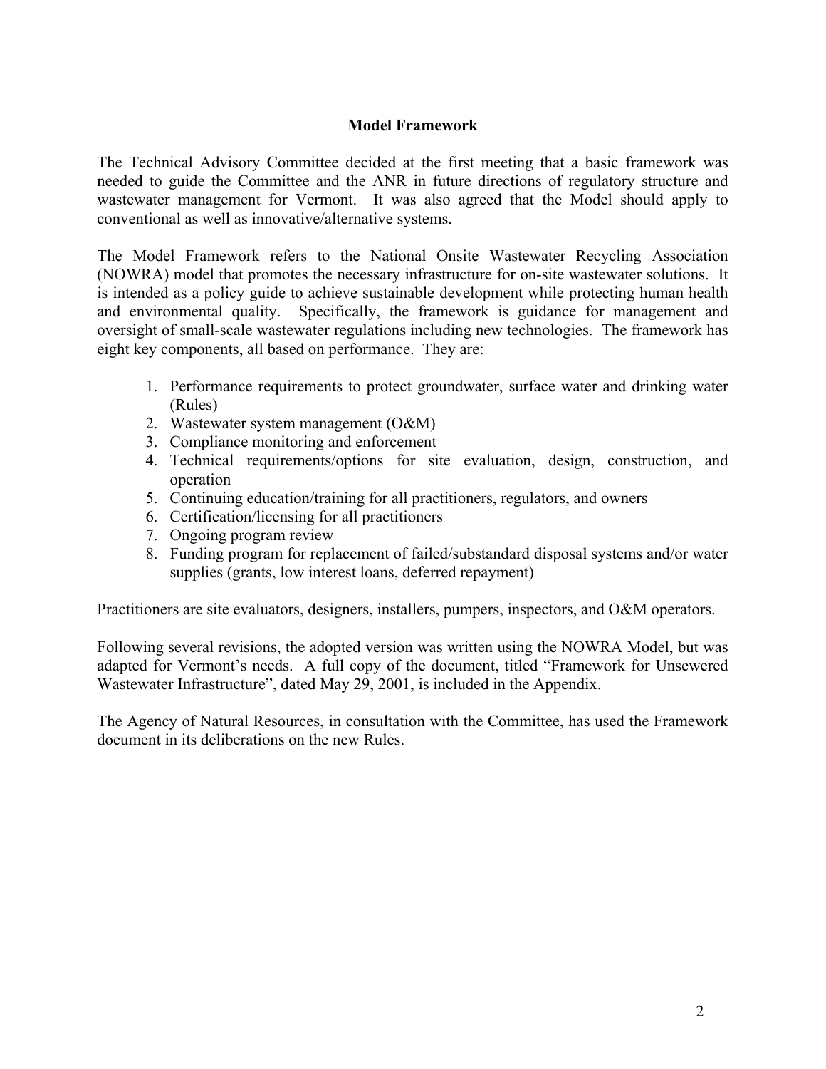## Model Framework

The Technical Advisory Committee decided at the first meeting that a basic framework was needed to guide the Committee and the ANR in future directions of regulatory structure and wastewater management for Vermont. It was also agreed that the Model should apply to conventional as well as innovative/alternative systems.

The Model Framework refers to the National Onsite Wastewater Recycling Association (NOWRA) model that promotes the necessary infrastructure for on-site wastewater solutions. It is intended as a policy guide to achieve sustainable development while protecting human health and environmental quality. Specifically, the framework is guidance for management and oversight of small-scale wastewater regulations including new technologies. The framework has eight key components, all based on performance. They are:

1. Performance requirements to protect groundwater, surface water and drinking water (Rules)
2. Wastewater system management (O&M)
3. Compliance monitoring and enforcement
4. Technical requirements/options for site evaluation, design, construction, and operation
5. Continuing education/training for all practitioners, regulators, and owners
6. Certification/licensing for all practitioners
7. Ongoing program review
8. Funding program for replacement of failed/substandard disposal systems and/or water supplies (grants, low interest loans, deferred repayment)

Practitioners are site evaluators, designers, installers, pumpers, inspectors, and O&M operators.

Following several revisions, the adopted version was written using the NOWRA Model, but was adapted for Vermont's needs. A full copy of the document, titled "Framework for Unsewered Wastewater Infrastructure", dated May 29, 2001, is included in the Appendix.

The Agency of Natural Resources, in consultation with the Committee, has used the Framework document in its deliberations on the new Rules.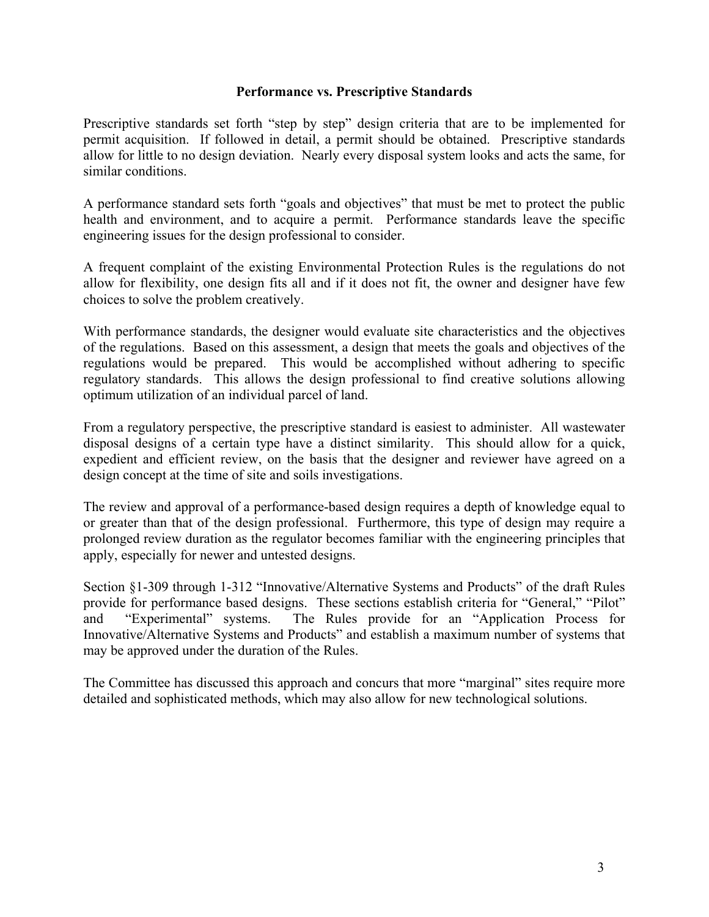## Performance vs. Prescriptive Standards

Prescriptive standards set forth "step by step" design criteria that are to be implemented for permit acquisition. If followed in detail, a permit should be obtained. Prescriptive standards allow for little to no design deviation. Nearly every disposal system looks and acts the same, for similar conditions.

A performance standard sets forth "goals and objectives" that must be met to protect the public health and environment, and to acquire a permit. Performance standards leave the specific engineering issues for the design professional to consider.

A frequent complaint of the existing Environmental Protection Rules is the regulations do not allow for flexibility, one design fits all and if it does not fit, the owner and designer have few choices to solve the problem creatively.

With performance standards, the designer would evaluate site characteristics and the objectives of the regulations. Based on this assessment, a design that meets the goals and objectives of the regulations would be prepared. This would be accomplished without adhering to specific regulatory standards. This allows the design professional to find creative solutions allowing optimum utilization of an individual parcel of land.

From a regulatory perspective, the prescriptive standard is easiest to administer. All wastewater disposal designs of a certain type have a distinct similarity. This should allow for a quick, expedient and efficient review, on the basis that the designer and reviewer have agreed on a design concept at the time of site and soils investigations.

The review and approval of a performance-based design requires a depth of knowledge equal to or greater than that of the design professional. Furthermore, this type of design may require a prolonged review duration as the regulator becomes familiar with the engineering principles that apply, especially for newer and untested designs.

Section §1-309 through 1-312 "Innovative/Alternative Systems and Products" of the draft Rules provide for performance based designs. These sections establish criteria for "General," "Pilot" and "Experimental" systems. The Rules provide for an "Application Process for Innovative/Alternative Systems and Products" and establish a maximum number of systems that may be approved under the duration of the Rules.

The Committee has discussed this approach and concurs that more "marginal" sites require more detailed and sophisticated methods, which may also allow for new technological solutions.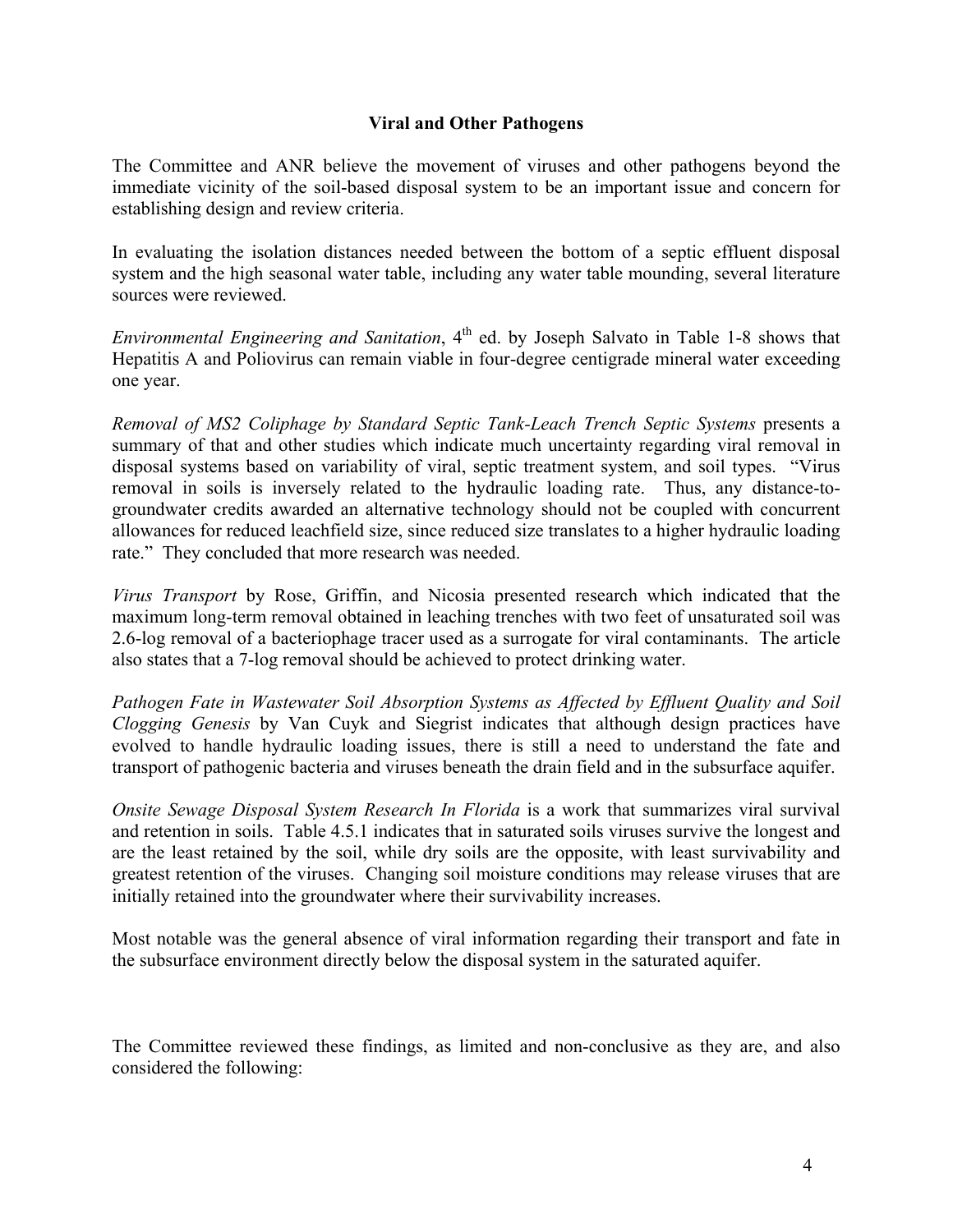**Viral and Other Pathogens**

The Committee and ANR believe the movement of viruses and other pathogens beyond the immediate vicinity of the soil-based disposal system to be an important issue and concern for establishing design and review criteria.

In evaluating the isolation distances needed between the bottom of a septic effluent disposal system and the high seasonal water table, including any water table mounding, several literature sources were reviewed.

*Environmental Engineering and Sanitation*, 4th ed. by Joseph Salvato in Table 1-8 shows that Hepatitis A and Poliovirus can remain viable in four-degree centigrade mineral water exceeding one year.

*Removal of MS2 Coliphage by Standard Septic Tank-Leach Trench Septic Systems* presents a summary of that and other studies which indicate much uncertainty regarding viral removal in disposal systems based on variability of viral, septic treatment system, and soil types. "Virus removal in soils is inversely related to the hydraulic loading rate. Thus, any distance-to-groundwater credits awarded an alternative technology should not be coupled with concurrent allowances for reduced leachfield size, since reduced size translates to a higher hydraulic loading rate." They concluded that more research was needed.

*Virus Transport* by Rose, Griffin, and Nicosia presented research which indicated that the maximum long-term removal obtained in leaching trenches with two feet of unsaturated soil was 2.6-log removal of a bacteriophage tracer used as a surrogate for viral contaminants. The article also states that a 7-log removal should be achieved to protect drinking water.

*Pathogen Fate in Wastewater Soil Absorption Systems as Affected by Effluent Quality and Soil Clogging Genesis* by Van Cuyk and Siegrist indicates that although design practices have evolved to handle hydraulic loading issues, there is still a need to understand the fate and transport of pathogenic bacteria and viruses beneath the drain field and in the subsurface aquifer.

*Onsite Sewage Disposal System Research In Florida* is a work that summarizes viral survival and retention in soils. Table 4.5.1 indicates that in saturated soils viruses survive the longest and are the least retained by the soil, while dry soils are the opposite, with least survivability and greatest retention of the viruses. Changing soil moisture conditions may release viruses that are initially retained into the groundwater where their survivability increases.

Most notable was the general absence of viral information regarding their transport and fate in the subsurface environment directly below the disposal system in the saturated aquifer.

The Committee reviewed these findings, as limited and non-conclusive as they are, and also considered the following: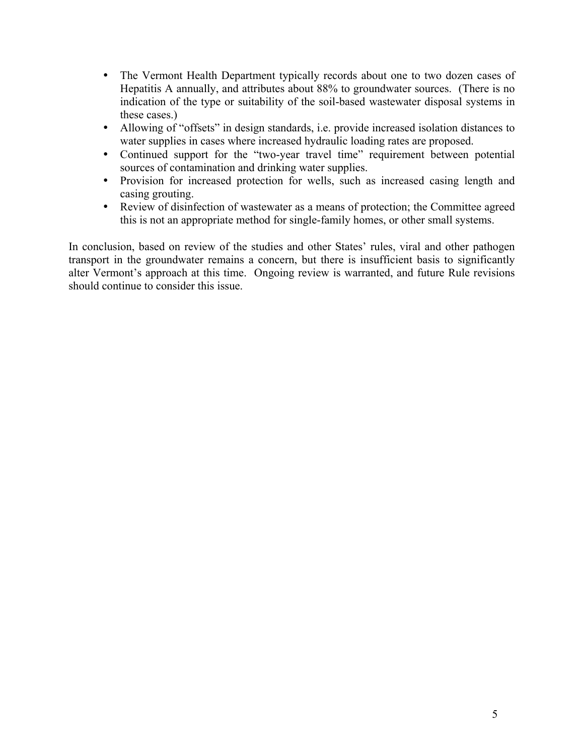- The Vermont Health Department typically records about one to two dozen cases of Hepatitis A annually, and attributes about 88% to groundwater sources. (There is no indication of the type or suitability of the soil-based wastewater disposal systems in these cases.)
- Allowing of "offsets" in design standards, i.e. provide increased isolation distances to water supplies in cases where increased hydraulic loading rates are proposed.
- Continued support for the "two-year travel time" requirement between potential sources of contamination and drinking water supplies.
- Provision for increased protection for wells, such as increased casing length and casing grouting.
- Review of disinfection of wastewater as a means of protection; the Committee agreed this is not an appropriate method for single-family homes, or other small systems.

In conclusion, based on review of the studies and other States' rules, viral and other pathogen transport in the groundwater remains a concern, but there is insufficient basis to significantly alter Vermont's approach at this time. Ongoing review is warranted, and future Rule revisions should continue to consider this issue.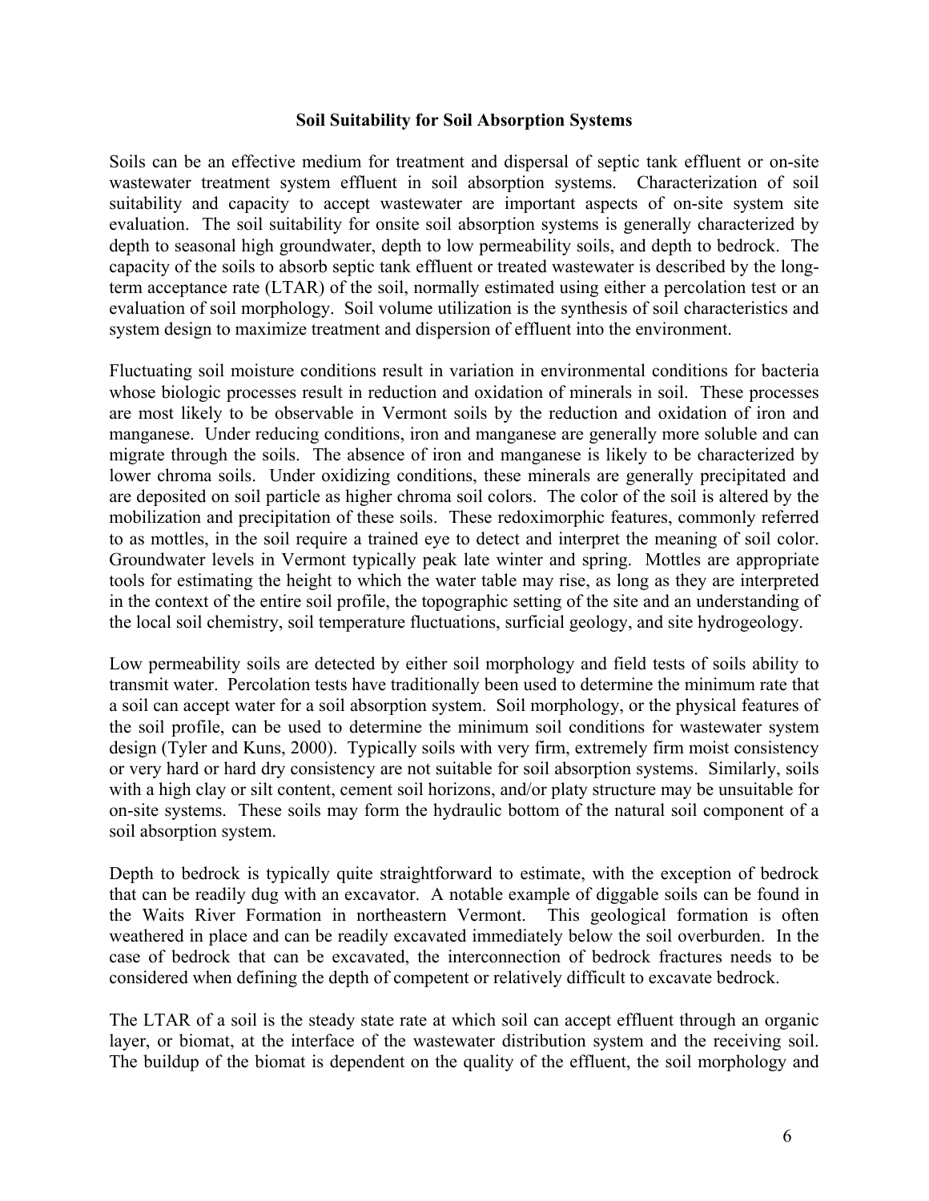### Soil Suitability for Soil Absorption Systems

Soils can be an effective medium for treatment and dispersal of septic tank effluent or on-site wastewater treatment system effluent in soil absorption systems. Characterization of soil suitability and capacity to accept wastewater are important aspects of on-site system site evaluation. The soil suitability for onsite soil absorption systems is generally characterized by depth to seasonal high groundwater, depth to low permeability soils, and depth to bedrock. The capacity of the soils to absorb septic tank effluent or treated wastewater is described by the long-term acceptance rate (LTAR) of the soil, normally estimated using either a percolation test or an evaluation of soil morphology. Soil volume utilization is the synthesis of soil characteristics and system design to maximize treatment and dispersion of effluent into the environment.

Fluctuating soil moisture conditions result in variation in environmental conditions for bacteria whose biologic processes result in reduction and oxidation of minerals in soil. These processes are most likely to be observable in Vermont soils by the reduction and oxidation of iron and manganese. Under reducing conditions, iron and manganese are generally more soluble and can migrate through the soils. The absence of iron and manganese is likely to be characterized by lower chroma soils. Under oxidizing conditions, these minerals are generally precipitated and are deposited on soil particle as higher chroma soil colors. The color of the soil is altered by the mobilization and precipitation of these soils. These redoximorphic features, commonly referred to as mottles, in the soil require a trained eye to detect and interpret the meaning of soil color. Groundwater levels in Vermont typically peak late winter and spring. Mottles are appropriate tools for estimating the height to which the water table may rise, as long as they are interpreted in the context of the entire soil profile, the topographic setting of the site and an understanding of the local soil chemistry, soil temperature fluctuations, surficial geology, and site hydrogeology.

Low permeability soils are detected by either soil morphology and field tests of soils ability to transmit water. Percolation tests have traditionally been used to determine the minimum rate that a soil can accept water for a soil absorption system. Soil morphology, or the physical features of the soil profile, can be used to determine the minimum soil conditions for wastewater system design (Tyler and Kuns, 2000). Typically soils with very firm, extremely firm moist consistency or very hard or hard dry consistency are not suitable for soil absorption systems. Similarly, soils with a high clay or silt content, cement soil horizons, and/or platy structure may be unsuitable for on-site systems. These soils may form the hydraulic bottom of the natural soil component of a soil absorption system.

Depth to bedrock is typically quite straightforward to estimate, with the exception of bedrock that can be readily dug with an excavator. A notable example of diggable soils can be found in the Waits River Formation in northeastern Vermont. This geological formation is often weathered in place and can be readily excavated immediately below the soil overburden. In the case of bedrock that can be excavated, the interconnection of bedrock fractures needs to be considered when defining the depth of competent or relatively difficult to excavate bedrock.

The LTAR of a soil is the steady state rate at which soil can accept effluent through an organic layer, or biomat, at the interface of the wastewater distribution system and the receiving soil. The buildup of the biomat is dependent on the quality of the effluent, the soil morphology and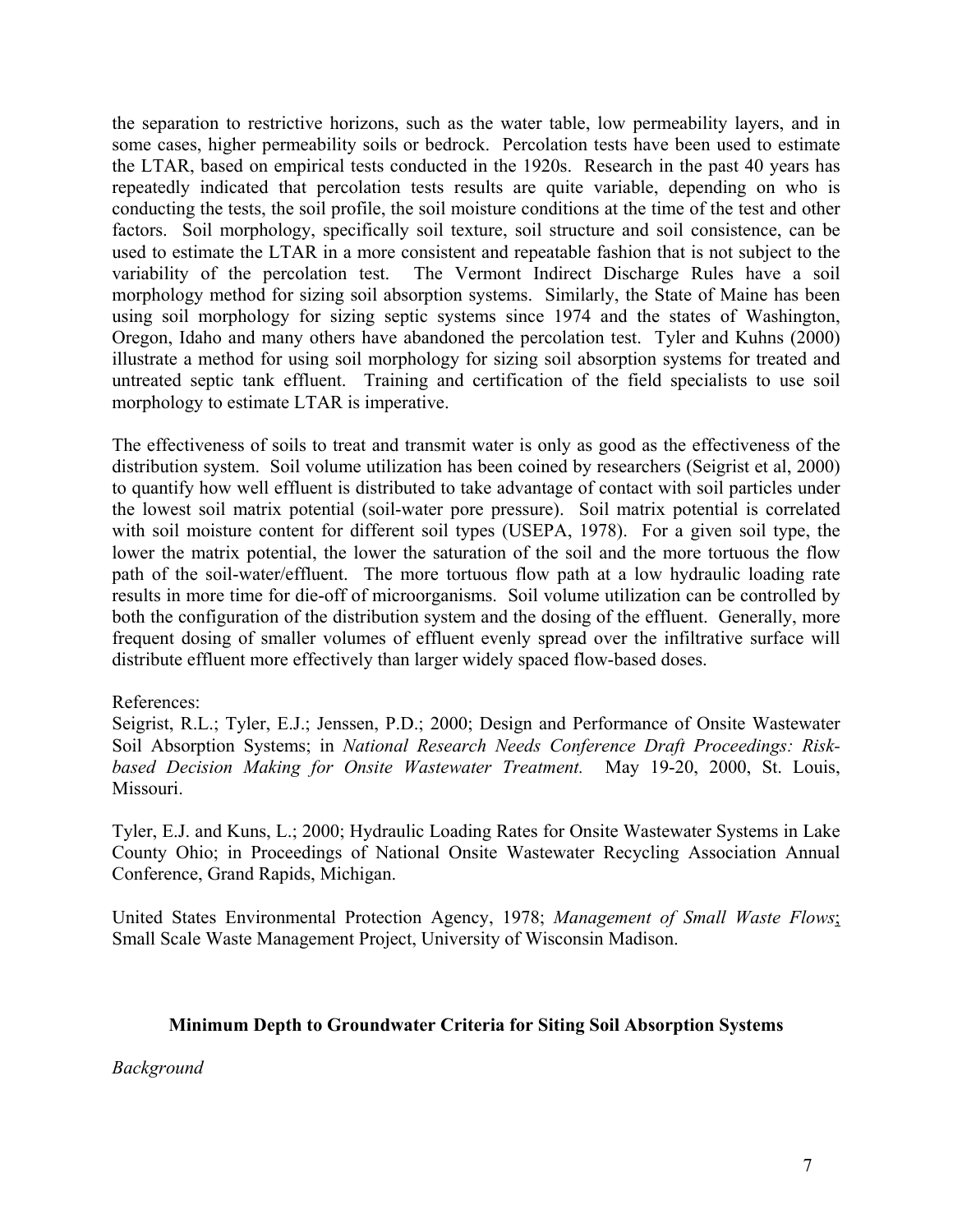the separation to restrictive horizons, such as the water table, low permeability layers, and in some cases, higher permeability soils or bedrock. Percolation tests have been used to estimate the LTAR, based on empirical tests conducted in the 1920s. Research in the past 40 years has repeatedly indicated that percolation tests results are quite variable, depending on who is conducting the tests, the soil profile, the soil moisture conditions at the time of the test and other factors. Soil morphology, specifically soil texture, soil structure and soil consistence, can be used to estimate the LTAR in a more consistent and repeatable fashion that is not subject to the variability of the percolation test. The Vermont Indirect Discharge Rules have a soil morphology method for sizing soil absorption systems. Similarly, the State of Maine has been using soil morphology for sizing septic systems since 1974 and the states of Washington, Oregon, Idaho and many others have abandoned the percolation test. Tyler and Kuhns (2000) illustrate a method for using soil morphology for sizing soil absorption systems for treated and untreated septic tank effluent. Training and certification of the field specialists to use soil morphology to estimate LTAR is imperative.

The effectiveness of soils to treat and transmit water is only as good as the effectiveness of the distribution system. Soil volume utilization has been coined by researchers (Seigrist et al, 2000) to quantify how well effluent is distributed to take advantage of contact with soil particles under the lowest soil matrix potential (soil-water pore pressure). Soil matrix potential is correlated with soil moisture content for different soil types (USEPA, 1978). For a given soil type, the lower the matrix potential, the lower the saturation of the soil and the more tortuous the flow path of the soil-water/effluent. The more tortuous flow path at a low hydraulic loading rate results in more time for die-off of microorganisms. Soil volume utilization can be controlled by both the configuration of the distribution system and the dosing of the effluent. Generally, more frequent dosing of smaller volumes of effluent evenly spread over the infiltrative surface will distribute effluent more effectively than larger widely spaced flow-based doses.

References:

Seigrist, R.L.; Tyler, E.J.; Jenssen, P.D.; 2000; Design and Performance of Onsite Wastewater Soil Absorption Systems; in *National Research Needs Conference Draft Proceedings: Risk-based Decision Making for Onsite Wastewater Treatment.* May 19-20, 2000, St. Louis, Missouri.

Tyler, E.J. and Kuns, L.; 2000; Hydraulic Loading Rates for Onsite Wastewater Systems in Lake County Ohio; in Proceedings of National Onsite Wastewater Recycling Association Annual Conference, Grand Rapids, Michigan.

United States Environmental Protection Agency, 1978; *Management of Small Waste Flows*; Small Scale Waste Management Project, University of Wisconsin Madison.

## Minimum Depth to Groundwater Criteria for Siting Soil Absorption Systems

*Background*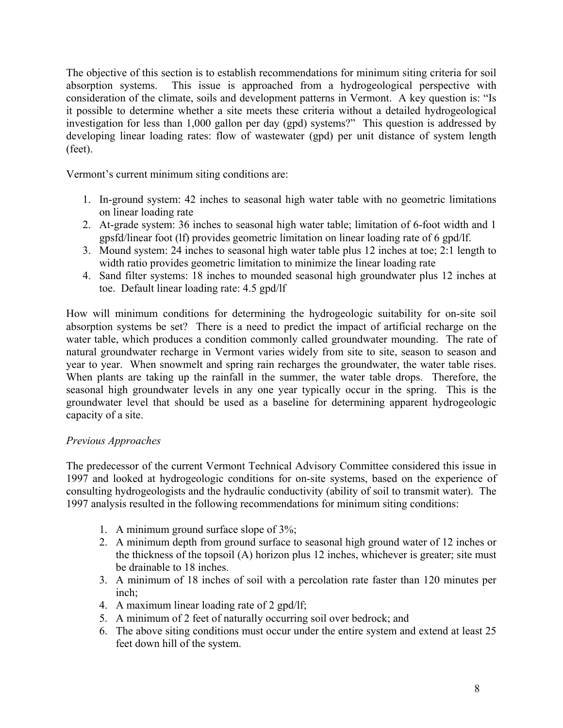The objective of this section is to establish recommendations for minimum siting criteria for soil absorption systems. This issue is approached from a hydrogeological perspective with consideration of the climate, soils and development patterns in Vermont. A key question is: "Is it possible to determine whether a site meets these criteria without a detailed hydrogeological investigation for less than 1,000 gallon per day (gpd) systems?" This question is addressed by developing linear loading rates: flow of wastewater (gpd) per unit distance of system length (feet).

Vermont's current minimum siting conditions are:

1. In-ground system: 42 inches to seasonal high water table with no geometric limitations on linear loading rate
2. At-grade system: 36 inches to seasonal high water table; limitation of 6-foot width and 1 gpsfd/linear foot (lf) provides geometric limitation on linear loading rate of 6 gpd/lf.
3. Mound system: 24 inches to seasonal high water table plus 12 inches at toe; 2:1 length to width ratio provides geometric limitation to minimize the linear loading rate
4. Sand filter systems: 18 inches to mounded seasonal high groundwater plus 12 inches at toe. Default linear loading rate: 4.5 gpd/lf

How will minimum conditions for determining the hydrogeologic suitability for on-site soil absorption systems be set? There is a need to predict the impact of artificial recharge on the water table, which produces a condition commonly called groundwater mounding. The rate of natural groundwater recharge in Vermont varies widely from site to site, season to season and year to year. When snowmelt and spring rain recharges the groundwater, the water table rises. When plants are taking up the rainfall in the summer, the water table drops. Therefore, the seasonal high groundwater levels in any one year typically occur in the spring. This is the groundwater level that should be used as a baseline for determining apparent hydrogeologic capacity of a site.

*Previous Approaches*

The predecessor of the current Vermont Technical Advisory Committee considered this issue in 1997 and looked at hydrogeologic conditions for on-site systems, based on the experience of consulting hydrogeologists and the hydraulic conductivity (ability of soil to transmit water). The 1997 analysis resulted in the following recommendations for minimum siting conditions:

1. A minimum ground surface slope of 3%;
2. A minimum depth from ground surface to seasonal high ground water of 12 inches or the thickness of the topsoil (A) horizon plus 12 inches, whichever is greater; site must be drainable to 18 inches.
3. A minimum of 18 inches of soil with a percolation rate faster than 120 minutes per inch;
4. A maximum linear loading rate of 2 gpd/lf;
5. A minimum of 2 feet of naturally occurring soil over bedrock; and
6. The above siting conditions must occur under the entire system and extend at least 25 feet down hill of the system.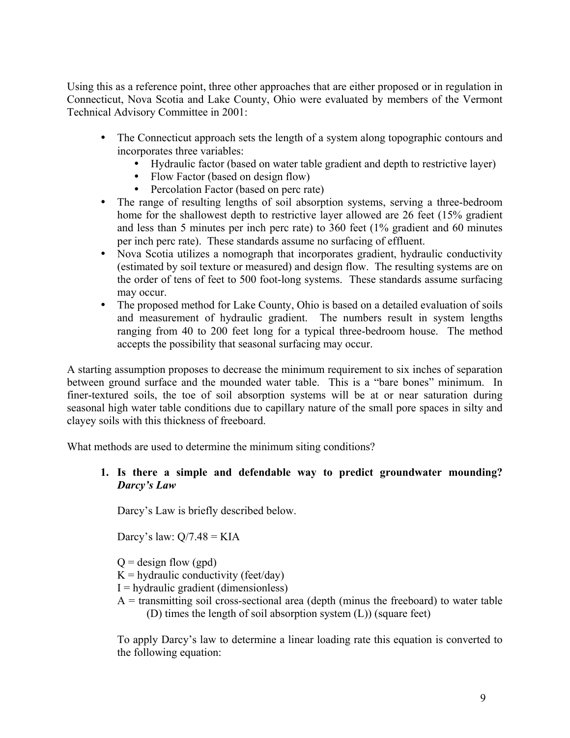Using this as a reference point, three other approaches that are either proposed or in regulation in Connecticut, Nova Scotia and Lake County, Ohio were evaluated by members of the Vermont Technical Advisory Committee in 2001:

- The Connecticut approach sets the length of a system along topographic contours and incorporates three variables:
  - Hydraulic factor (based on water table gradient and depth to restrictive layer)
  - Flow Factor (based on design flow)
  - Percolation Factor (based on perc rate)
- The range of resulting lengths of soil absorption systems, serving a three-bedroom home for the shallowest depth to restrictive layer allowed are 26 feet (15% gradient and less than 5 minutes per inch perc rate) to 360 feet (1% gradient and 60 minutes per inch perc rate). These standards assume no surfacing of effluent.
- Nova Scotia utilizes a nomograph that incorporates gradient, hydraulic conductivity (estimated by soil texture or measured) and design flow. The resulting systems are on the order of tens of feet to 500 foot-long systems. These standards assume surfacing may occur.
- The proposed method for Lake County, Ohio is based on a detailed evaluation of soils and measurement of hydraulic gradient. The numbers result in system lengths ranging from 40 to 200 feet long for a typical three-bedroom house. The method accepts the possibility that seasonal surfacing may occur.

A starting assumption proposes to decrease the minimum requirement to six inches of separation between ground surface and the mounded water table. This is a "bare bones" minimum. In finer-textured soils, the toe of soil absorption systems will be at or near saturation during seasonal high water table conditions due to capillary nature of the small pore spaces in silty and clayey soils with this thickness of freeboard.

What methods are used to determine the minimum siting conditions?

1. **Is there a simple and defendable way to predict groundwater mounding? *Darcy's Law***

   Darcy's Law is briefly described below.

   Darcy's law: $Q/7.48 = KIA$

   $Q$ = design flow (gpd)
   $K$ = hydraulic conductivity (feet/day)
   $I$ = hydraulic gradient (dimensionless)
   $A$ = transmitting soil cross-sectional area (depth (minus the freeboard) to water table (D) times the length of soil absorption system (L)) (square feet)

   To apply Darcy's law to determine a linear loading rate this equation is converted to the following equation: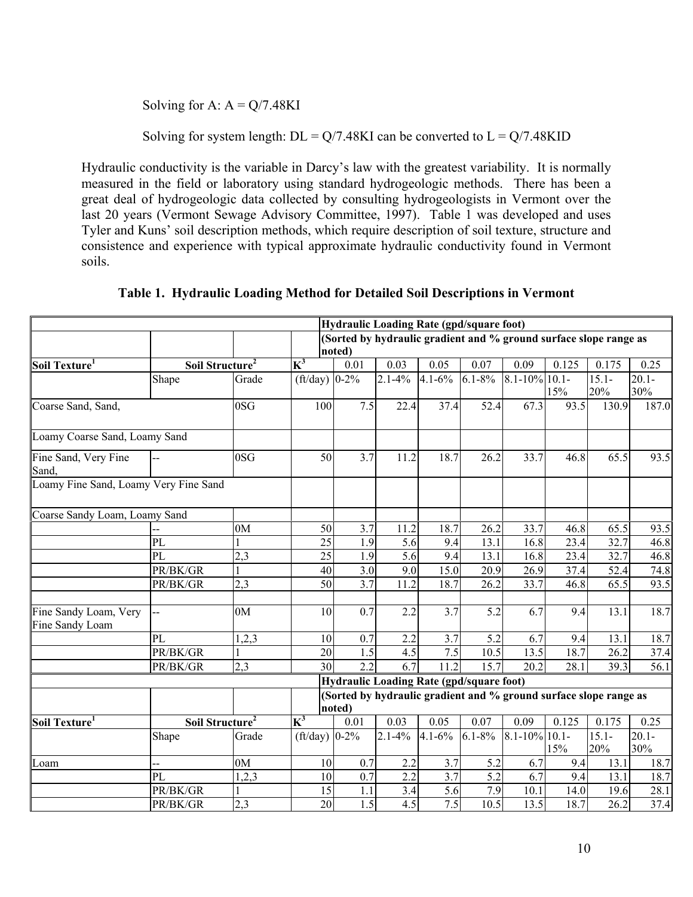Solving for A: $A = Q/7.48KI$

Solving for system length: $DL = Q/7.48KI$ can be converted to $L = Q/7.48KID$

Hydraulic conductivity is the variable in Darcy's law with the greatest variability. It is normally measured in the field or laboratory using standard hydrogeologic methods. There has been a great deal of hydrogeologic data collected by consulting hydrogeologists in Vermont over the last 20 years (Vermont Sewage Advisory Committee, 1997). Table 1 was developed and uses Tyler and Kuns' soil description methods, which require description of soil texture, structure and consistence and experience with typical approximate hydraulic conductivity found in Vermont soils.

**Table 1. Hydraulic Loading Method for Detailed Soil Descriptions in Vermont**

| | | | | Hydraulic Loading Rate (gpd/square foot) | | | | | | | |
|---|---|---|---|---|---|---|---|---|---|---|---|
| | | | | (Sorted by hydraulic gradient and % ground surface slope range as noted) | | | | | | | |
| **Soil Texture[1]** | **Soil Structure[2]** | | **K[3]** | 0.01 | 0.03 | 0.05 | 0.07 | 0.09 | 0.125 | 0.175 | 0.25 |
| | Shape | Grade | (ft/day) | 0-2% | 2.1-4% | 4.1-6% | 6.1-8% | 8.1-10% | 10.1-15% | 15.1-20% | 20.1-30% |
| Coarse Sand, Sand, | | 0SG | 100 | 7.5 | 22.4 | 37.4 | 52.4 | 67.3 | 93.5 | 130.9 | 187.0 |
| Loamy Coarse Sand, Loamy Sand | | | | | | | | | | | |
| Fine Sand, Very Fine Sand, | -- | 0SG | 50 | 3.7 | 11.2 | 18.7 | 26.2 | 33.7 | 46.8 | 65.5 | 93.5 |
| Loamy Fine Sand, Loamy Very Fine Sand | | | | | | | | | | | |
| Coarse Sandy Loam, Loamy Sand | | | | | | | | | | | |
| | -- | 0M | 50 | 3.7 | 11.2 | 18.7 | 26.2 | 33.7 | 46.8 | 65.5 | 93.5 |
| | PL | 1 | 25 | 1.9 | 5.6 | 9.4 | 13.1 | 16.8 | 23.4 | 32.7 | 46.8 |
| | PL | 2,3 | 25 | 1.9 | 5.6 | 9.4 | 13.1 | 16.8 | 23.4 | 32.7 | 46.8 |
| | PR/BK/GR | 1 | 40 | 3.0 | 9.0 | 15.0 | 20.9 | 26.9 | 37.4 | 52.4 | 74.8 |
| | PR/BK/GR | 2,3 | 50 | 3.7 | 11.2 | 18.7 | 26.2 | 33.7 | 46.8 | 65.5 | 93.5 |
| | | | | | | | | | | | |
| Fine Sandy Loam, Very Fine Sandy Loam | -- | 0M | 10 | 0.7 | 2.2 | 3.7 | 5.2 | 6.7 | 9.4 | 13.1 | 18.7 |
| | PL | 1,2,3 | 10 | 0.7 | 2.2 | 3.7 | 5.2 | 6.7 | 9.4 | 13.1 | 18.7 |
| | PR/BK/GR | 1 | 20 | 1.5 | 4.5 | 7.5 | 10.5 | 13.5 | 18.7 | 26.2 | 37.4 |
| | PR/BK/GR | 2,3 | 30 | 2.2 | 6.7 | 11.2 | 15.7 | 20.2 | 28.1 | 39.3 | 56.1 |
| | | | | **Hydraulic Loading Rate (gpd/square foot)** | | | | | | | |
| | | | | **(Sorted by hydraulic gradient and % ground surface slope range as noted)** | | | | | | | |
| **Soil Texture[1]** | **Soil Structure[2]** | | **K[3]** | 0.01 | 0.03 | 0.05 | 0.07 | 0.09 | 0.125 | 0.175 | 0.25 |
| | Shape | Grade | (ft/day) | 0-2% | 2.1-4% | 4.1-6% | 6.1-8% | 8.1-10% | 10.1-15% | 15.1-20% | 20.1-30% |
| Loam | -- | 0M | 10 | 0.7 | 2.2 | 3.7 | 5.2 | 6.7 | 9.4 | 13.1 | 18.7 |
| | PL | 1,2,3 | 10 | 0.7 | 2.2 | 3.7 | 5.2 | 6.7 | 9.4 | 13.1 | 18.7 |
| | PR/BK/GR | 1 | 15 | 1.1 | 3.4 | 5.6 | 7.9 | 10.1 | 14.0 | 19.6 | 28.1 |
| | PR/BK/GR | 2,3 | 20 | 1.5 | 4.5 | 7.5 | 10.5 | 13.5 | 18.7 | 26.2 | 37.4 |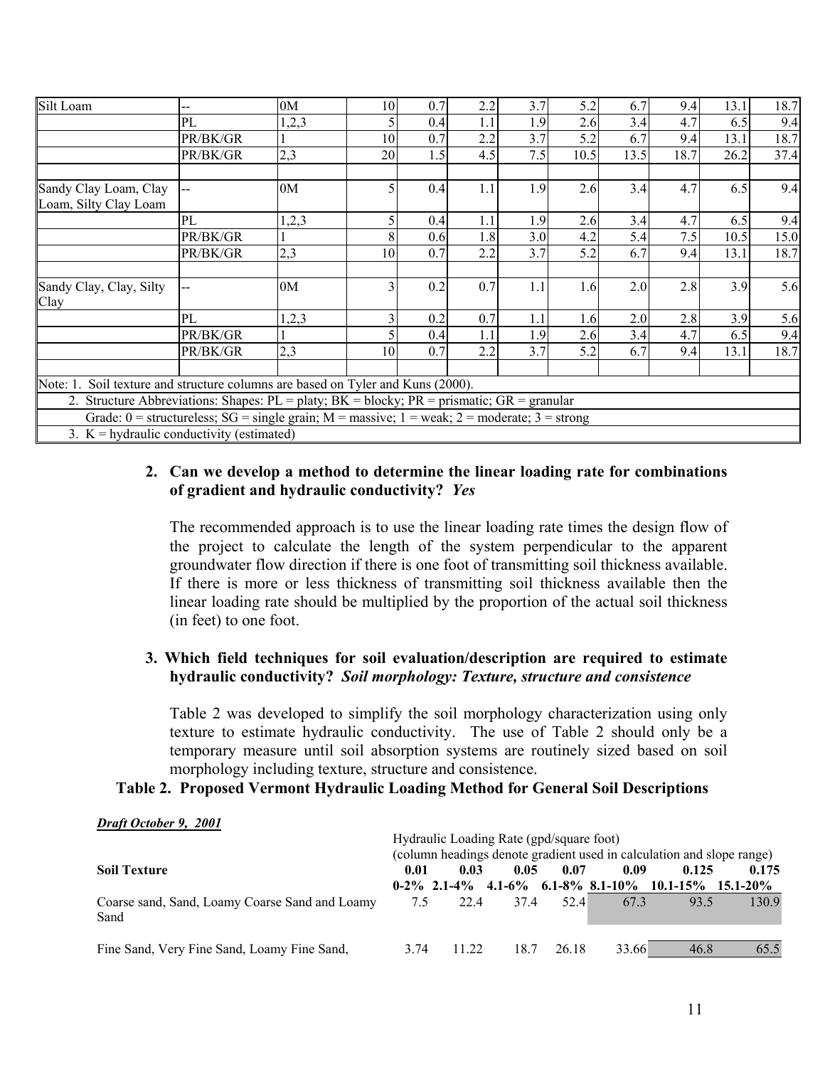| | | | | | | | | | | | |
|---|---|---|---|---|---|---|---|---|---|---|---|
| Silt Loam | -- | 0M | 10 | 0.7 | 2.2 | 3.7 | 5.2 | 6.7 | 9.4 | 13.1 | 18.7 |
| | PL | 1,2,3 | 5 | 0.4 | 1.1 | 1.9 | 2.6 | 3.4 | 4.7 | 6.5 | 9.4 |
| | PR/BK/GR | 1 | 10 | 0.7 | 2.2 | 3.7 | 5.2 | 6.7 | 9.4 | 13.1 | 18.7 |
| | PR/BK/GR | 2,3 | 20 | 1.5 | 4.5 | 7.5 | 10.5 | 13.5 | 18.7 | 26.2 | 37.4 |
| | | | | | | | | | | | |
| Sandy Clay Loam, Clay Loam, Silty Clay Loam | -- | 0M | 5 | 0.4 | 1.1 | 1.9 | 2.6 | 3.4 | 4.7 | 6.5 | 9.4 |
| | PL | 1,2,3 | 5 | 0.4 | 1.1 | 1.9 | 2.6 | 3.4 | 4.7 | 6.5 | 9.4 |
| | PR/BK/GR | 1 | 8 | 0.6 | 1.8 | 3.0 | 4.2 | 5.4 | 7.5 | 10.5 | 15.0 |
| | PR/BK/GR | 2,3 | 10 | 0.7 | 2.2 | 3.7 | 5.2 | 6.7 | 9.4 | 13.1 | 18.7 |
| | | | | | | | | | | | |
| Sandy Clay, Clay, Silty Clay | -- | 0M | 3 | 0.2 | 0.7 | 1.1 | 1.6 | 2.0 | 2.8 | 3.9 | 5.6 |
| | PL | 1,2,3 | 3 | 0.2 | 0.7 | 1.1 | 1.6 | 2.0 | 2.8 | 3.9 | 5.6 |
| | PR/BK/GR | 1 | 5 | 0.4 | 1.1 | 1.9 | 2.6 | 3.4 | 4.7 | 6.5 | 9.4 |
| | PR/BK/GR | 2,3 | 10 | 0.7 | 2.2 | 3.7 | 5.2 | 6.7 | 9.4 | 13.1 | 18.7 |

Note: 1. Soil texture and structure columns are based on Tyler and Kuns (2000).
2. Structure Abbreviations: Shapes: PL = platy; BK = blocky; PR = prismatic; GR = granular
Grade: 0 = structureless; SG = single grain; M = massive; 1 = weak; 2 = moderate; 3 = strong
3. K = hydraulic conductivity (estimated)

**2. Can we develop a method to determine the linear loading rate for combinations of gradient and hydraulic conductivity?** ***Yes***

The recommended approach is to use the linear loading rate times the design flow of the project to calculate the length of the system perpendicular to the apparent groundwater flow direction if there is one foot of transmitting soil thickness available. If there is more or less thickness of transmitting soil thickness available then the linear loading rate should be multiplied by the proportion of the actual soil thickness (in feet) to one foot.

**3. Which field techniques for soil evaluation/description are required to estimate hydraulic conductivity?** ***Soil morphology: Texture, structure and consistence***

Table 2 was developed to simplify the soil morphology characterization using only texture to estimate hydraulic conductivity. The use of Table 2 should only be a temporary measure until soil absorption systems are routinely sized based on soil morphology including texture, structure and consistence.

**Table 2. Proposed Vermont Hydraulic Loading Method for General Soil Descriptions**

***Draft October 9, 2001***

| Soil Texture | Hydraulic Loading Rate (gpd/square foot) (column headings denote gradient used in calculation and slope range) | | | | | | |
|---|---|---|---|---|---|---|---|
| | **0.01** | **0.03** | **0.05** | **0.07** | **0.09** | **0.125** | **0.175** |
| | **0-2%** | **2.1-4%** | **4.1-6%** | **6.1-8%** | **8.1-10%** | **10.1-15%** | **15.1-20%** |
| Coarse sand, Sand, Loamy Coarse Sand and Loamy Sand | 7.5 | 22.4 | 37.4 | 52.4 | 67.3 | 93.5 | 130.9 |
| Fine Sand, Very Fine Sand, Loamy Fine Sand, | 3.74 | 11.22 | 18.7 | 26.18 | 33.66 | 46.8 | 65.5 |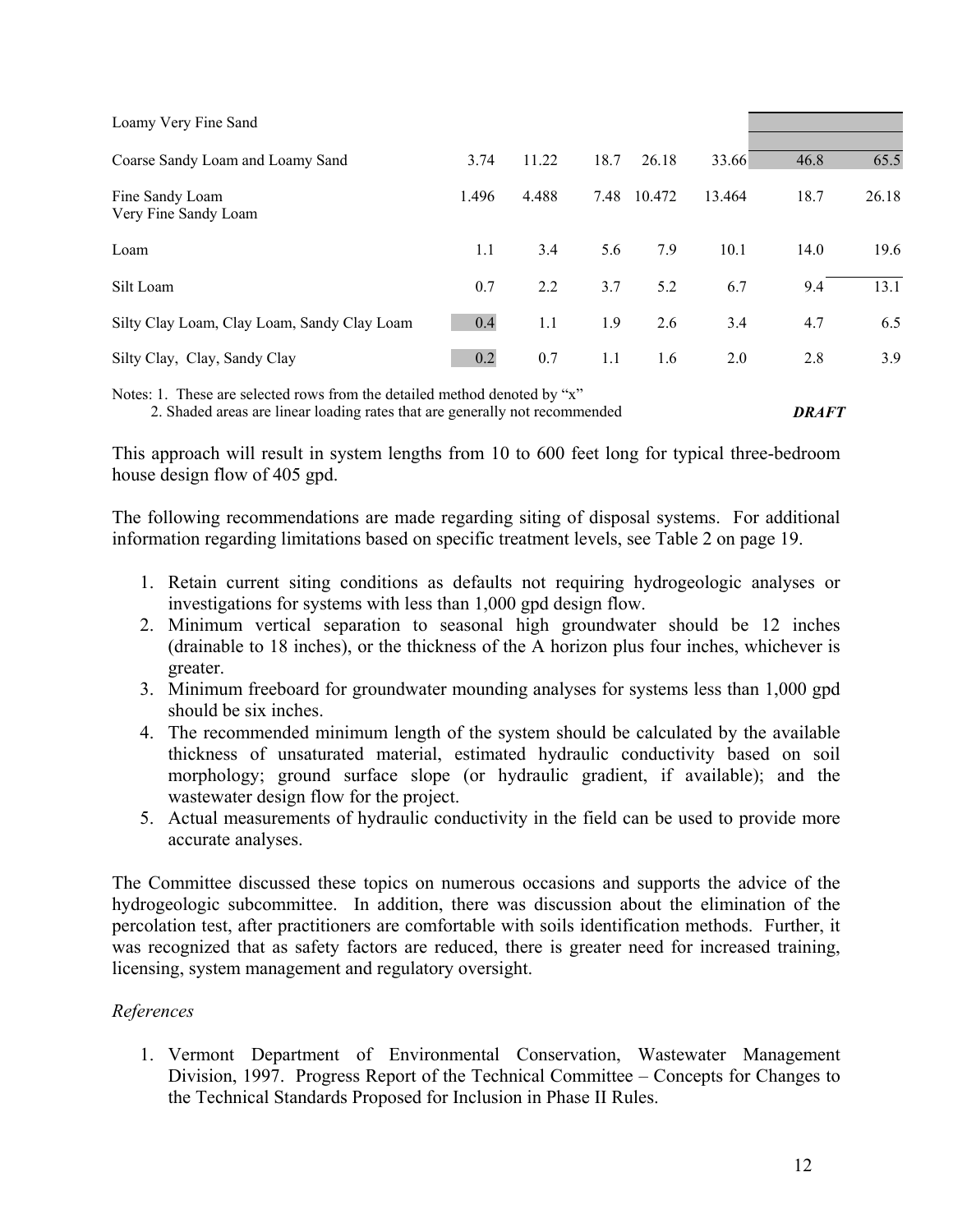| | | | | | | | |
|---|---|---|---|---|---|---|---|
| Loamy Very Fine Sand | | | | | | | |
| Coarse Sandy Loam and Loamy Sand | 3.74 | 11.22 | 18.7 | 26.18 | 33.66 | 46.8 | 65.5 |
| Fine Sandy Loam<br>Very Fine Sandy Loam | 1.496 | 4.488 | 7.48 | 10.472 | 13.464 | 18.7 | 26.18 |
| Loam | 1.1 | 3.4 | 5.6 | 7.9 | 10.1 | 14.0 | 19.6 |
| Silt Loam | 0.7 | 2.2 | 3.7 | 5.2 | 6.7 | 9.4 | 13.1 |
| Silty Clay Loam, Clay Loam, Sandy Clay Loam | 0.4 | 1.1 | 1.9 | 2.6 | 3.4 | 4.7 | 6.5 |
| Silty Clay, Clay, Sandy Clay | 0.2 | 0.7 | 1.1 | 1.6 | 2.0 | 2.8 | 3.9 |

Notes: 1. These are selected rows from the detailed method denoted by "x"
2. Shaded areas are linear loading rates that are generally not recommended

***DRAFT***

This approach will result in system lengths from 10 to 600 feet long for typical three-bedroom house design flow of 405 gpd.

The following recommendations are made regarding siting of disposal systems. For additional information regarding limitations based on specific treatment levels, see Table 2 on page 19.

1. Retain current siting conditions as defaults not requiring hydrogeologic analyses or investigations for systems with less than 1,000 gpd design flow.
2. Minimum vertical separation to seasonal high groundwater should be 12 inches (drainable to 18 inches), or the thickness of the A horizon plus four inches, whichever is greater.
3. Minimum freeboard for groundwater mounding analyses for systems less than 1,000 gpd should be six inches.
4. The recommended minimum length of the system should be calculated by the available thickness of unsaturated material, estimated hydraulic conductivity based on soil morphology; ground surface slope (or hydraulic gradient, if available); and the wastewater design flow for the project.
5. Actual measurements of hydraulic conductivity in the field can be used to provide more accurate analyses.

The Committee discussed these topics on numerous occasions and supports the advice of the hydrogeologic subcommittee. In addition, there was discussion about the elimination of the percolation test, after practitioners are comfortable with soils identification methods. Further, it was recognized that as safety factors are reduced, there is greater need for increased training, licensing, system management and regulatory oversight.

*References*

1. Vermont Department of Environmental Conservation, Wastewater Management Division, 1997. Progress Report of the Technical Committee – Concepts for Changes to the Technical Standards Proposed for Inclusion in Phase II Rules.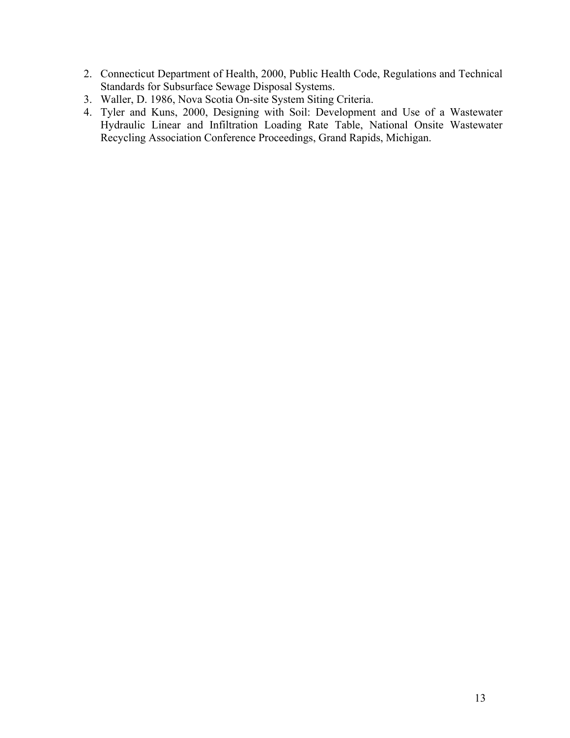2. Connecticut Department of Health, 2000, Public Health Code, Regulations and Technical Standards for Subsurface Sewage Disposal Systems.
3. Waller, D. 1986, Nova Scotia On-site System Siting Criteria.
4. Tyler and Kuns, 2000, Designing with Soil: Development and Use of a Wastewater Hydraulic Linear and Infiltration Loading Rate Table, National Onsite Wastewater Recycling Association Conference Proceedings, Grand Rapids, Michigan.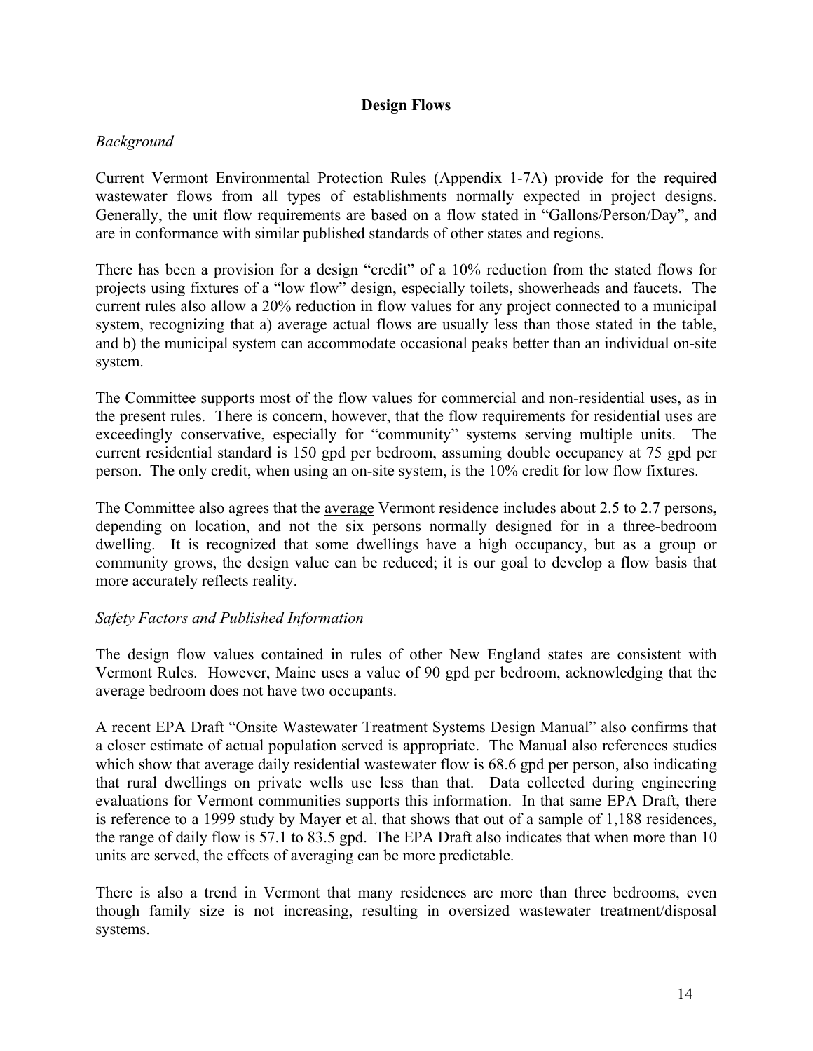## Design Flows

*Background*

Current Vermont Environmental Protection Rules (Appendix 1-7A) provide for the required wastewater flows from all types of establishments normally expected in project designs. Generally, the unit flow requirements are based on a flow stated in "Gallons/Person/Day", and are in conformance with similar published standards of other states and regions.

There has been a provision for a design "credit" of a 10% reduction from the stated flows for projects using fixtures of a "low flow" design, especially toilets, showerheads and faucets. The current rules also allow a 20% reduction in flow values for any project connected to a municipal system, recognizing that a) average actual flows are usually less than those stated in the table, and b) the municipal system can accommodate occasional peaks better than an individual on-site system.

The Committee supports most of the flow values for commercial and non-residential uses, as in the present rules. There is concern, however, that the flow requirements for residential uses are exceedingly conservative, especially for "community" systems serving multiple units. The current residential standard is 150 gpd per bedroom, assuming double occupancy at 75 gpd per person. The only credit, when using an on-site system, is the 10% credit for low flow fixtures.

The Committee also agrees that the <u>average</u> Vermont residence includes about 2.5 to 2.7 persons, depending on location, and not the six persons normally designed for in a three-bedroom dwelling. It is recognized that some dwellings have a high occupancy, but as a group or community grows, the design value can be reduced; it is our goal to develop a flow basis that more accurately reflects reality.

*Safety Factors and Published Information*

The design flow values contained in rules of other New England states are consistent with Vermont Rules. However, Maine uses a value of 90 gpd <u>per bedroom</u>, acknowledging that the average bedroom does not have two occupants.

A recent EPA Draft "Onsite Wastewater Treatment Systems Design Manual" also confirms that a closer estimate of actual population served is appropriate. The Manual also references studies which show that average daily residential wastewater flow is 68.6 gpd per person, also indicating that rural dwellings on private wells use less than that. Data collected during engineering evaluations for Vermont communities supports this information. In that same EPA Draft, there is reference to a 1999 study by Mayer et al. that shows that out of a sample of 1,188 residences, the range of daily flow is 57.1 to 83.5 gpd. The EPA Draft also indicates that when more than 10 units are served, the effects of averaging can be more predictable.

There is also a trend in Vermont that many residences are more than three bedrooms, even though family size is not increasing, resulting in oversized wastewater treatment/disposal systems.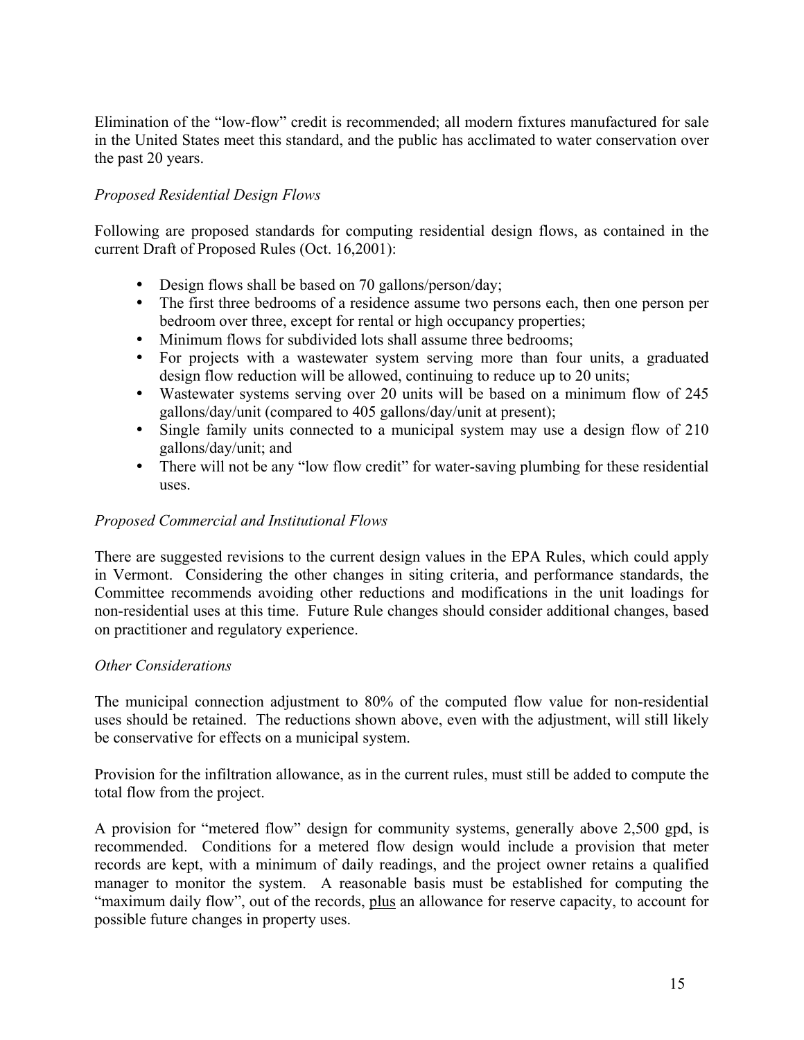Elimination of the "low-flow" credit is recommended; all modern fixtures manufactured for sale in the United States meet this standard, and the public has acclimated to water conservation over the past 20 years.

*Proposed Residential Design Flows*

Following are proposed standards for computing residential design flows, as contained in the current Draft of Proposed Rules (Oct. 16,2001):

- Design flows shall be based on 70 gallons/person/day;
- The first three bedrooms of a residence assume two persons each, then one person per bedroom over three, except for rental or high occupancy properties;
- Minimum flows for subdivided lots shall assume three bedrooms;
- For projects with a wastewater system serving more than four units, a graduated design flow reduction will be allowed, continuing to reduce up to 20 units;
- Wastewater systems serving over 20 units will be based on a minimum flow of 245 gallons/day/unit (compared to 405 gallons/day/unit at present);
- Single family units connected to a municipal system may use a design flow of 210 gallons/day/unit; and
- There will not be any "low flow credit" for water-saving plumbing for these residential uses.

*Proposed Commercial and Institutional Flows*

There are suggested revisions to the current design values in the EPA Rules, which could apply in Vermont. Considering the other changes in siting criteria, and performance standards, the Committee recommends avoiding other reductions and modifications in the unit loadings for non-residential uses at this time. Future Rule changes should consider additional changes, based on practitioner and regulatory experience.

*Other Considerations*

The municipal connection adjustment to 80% of the computed flow value for non-residential uses should be retained. The reductions shown above, even with the adjustment, will still likely be conservative for effects on a municipal system.

Provision for the infiltration allowance, as in the current rules, must still be added to compute the total flow from the project.

A provision for "metered flow" design for community systems, generally above 2,500 gpd, is recommended. Conditions for a metered flow design would include a provision that meter records are kept, with a minimum of daily readings, and the project owner retains a qualified manager to monitor the system. A reasonable basis must be established for computing the "maximum daily flow", out of the records, plus an allowance for reserve capacity, to account for possible future changes in property uses.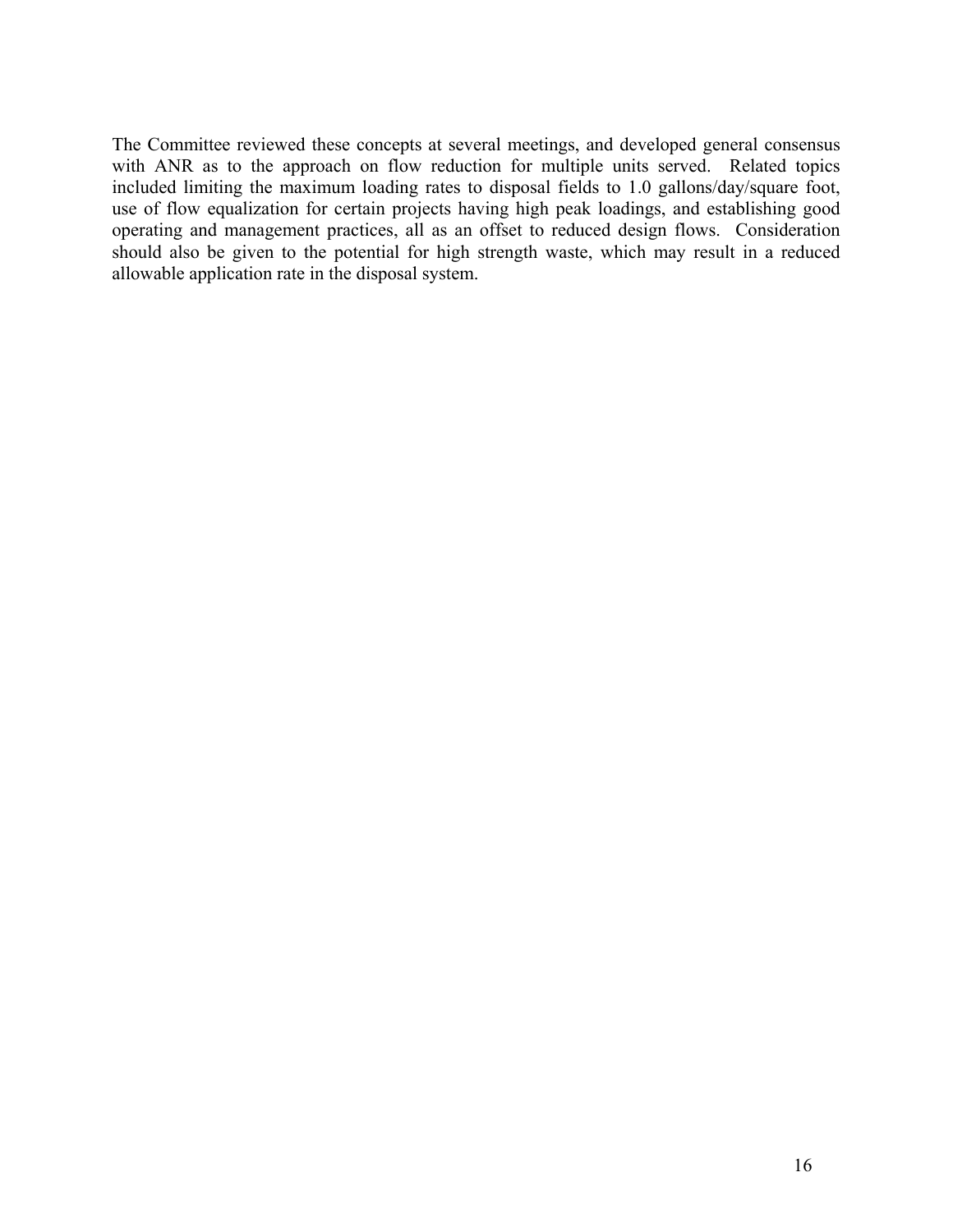The Committee reviewed these concepts at several meetings, and developed general consensus with ANR as to the approach on flow reduction for multiple units served. Related topics included limiting the maximum loading rates to disposal fields to 1.0 gallons/day/square foot, use of flow equalization for certain projects having high peak loadings, and establishing good operating and management practices, all as an offset to reduced design flows. Consideration should also be given to the potential for high strength waste, which may result in a reduced allowable application rate in the disposal system.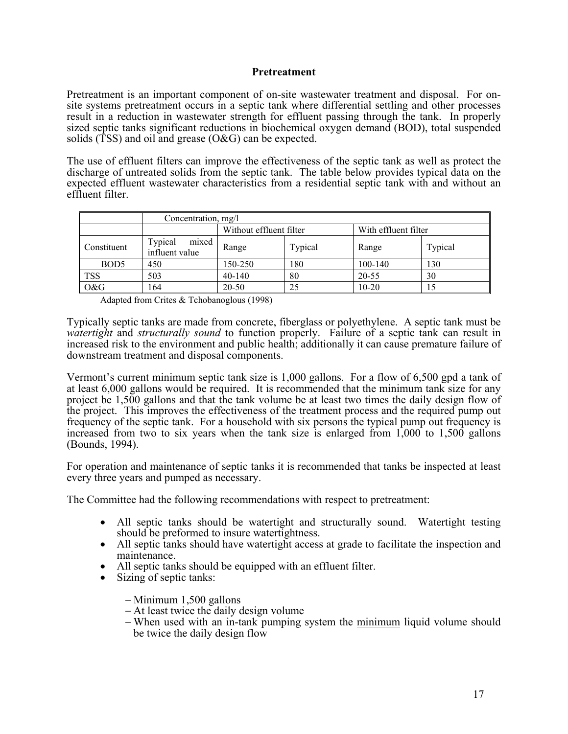## Pretreatment

Pretreatment is an important component of on-site wastewater treatment and disposal. For on-site systems pretreatment occurs in a septic tank where differential settling and other processes result in a reduction in wastewater strength for effluent passing through the tank. In properly sized septic tanks significant reductions in biochemical oxygen demand (BOD), total suspended solids (TSS) and oil and grease (O&G) can be expected.

The use of effluent filters can improve the effectiveness of the septic tank as well as protect the discharge of untreated solids from the septic tank. The table below provides typical data on the expected effluent wastewater characteristics from a residential septic tank with and without an effluent filter.

| | Concentration, mg/l | | | | |
|---|---|---|---|---|---|
| | | Without effluent filter | | With effluent filter | |
| Constituent | Typical mixed influent value | Range | Typical | Range | Typical |
| BOD5 | 450 | 150-250 | 180 | 100-140 | 130 |
| TSS | 503 | 40-140 | 80 | 20-55 | 30 |
| O&G | 164 | 20-50 | 25 | 10-20 | 15 |

Adapted from Crites & Tchobanoglous (1998)

Typically septic tanks are made from concrete, fiberglass or polyethylene. A septic tank must be *watertight* and *structurally sound* to function properly. Failure of a septic tank can result in increased risk to the environment and public health; additionally it can cause premature failure of downstream treatment and disposal components.

Vermont's current minimum septic tank size is 1,000 gallons. For a flow of 6,500 gpd a tank of at least 6,000 gallons would be required. It is recommended that the minimum tank size for any project be 1,500 gallons and that the tank volume be at least two times the daily design flow of the project. This improves the effectiveness of the treatment process and the required pump out frequency of the septic tank. For a household with six persons the typical pump out frequency is increased from two to six years when the tank size is enlarged from 1,000 to 1,500 gallons (Bounds, 1994).

For operation and maintenance of septic tanks it is recommended that tanks be inspected at least every three years and pumped as necessary.

The Committee had the following recommendations with respect to pretreatment:

- All septic tanks should be watertight and structurally sound. Watertight testing should be preformed to insure watertightness.
- All septic tanks should have watertight access at grade to facilitate the inspection and maintenance.
- All septic tanks should be equipped with an effluent filter.
- Sizing of septic tanks:
  - Minimum 1,500 gallons
  - At least twice the daily design volume
  - When used with an in-tank pumping system the <u>minimum</u> liquid volume should be twice the daily design flow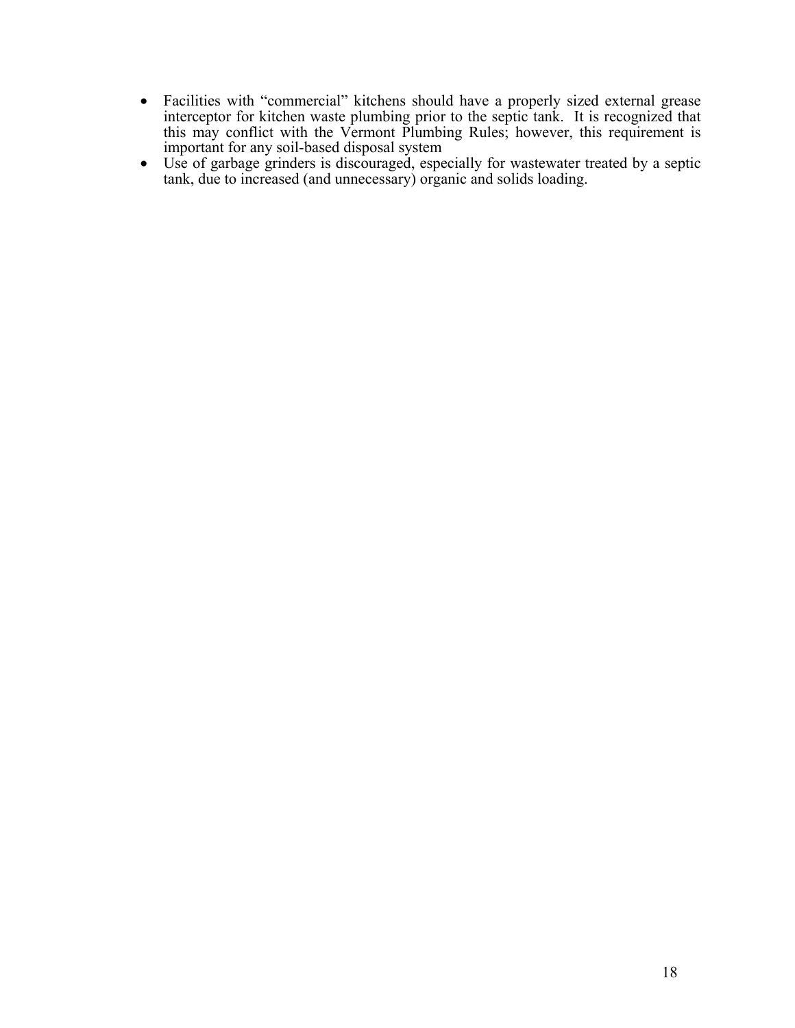- Facilities with "commercial" kitchens should have a properly sized external grease interceptor for kitchen waste plumbing prior to the septic tank. It is recognized that this may conflict with the Vermont Plumbing Rules; however, this requirement is important for any soil-based disposal system
- Use of garbage grinders is discouraged, especially for wastewater treated by a septic tank, due to increased (and unnecessary) organic and solids loading.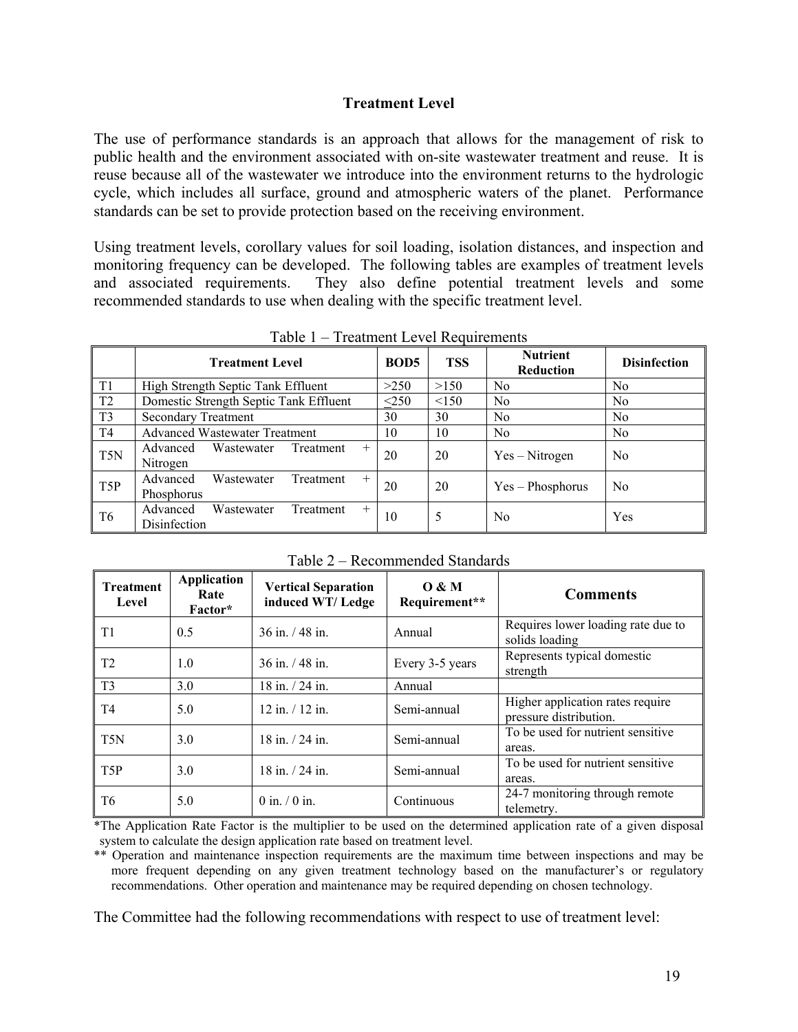## Treatment Level

The use of performance standards is an approach that allows for the management of risk to public health and the environment associated with on-site wastewater treatment and reuse. It is reuse because all of the wastewater we introduce into the environment returns to the hydrologic cycle, which includes all surface, ground and atmospheric waters of the planet. Performance standards can be set to provide protection based on the receiving environment.

Using treatment levels, corollary values for soil loading, isolation distances, and inspection and monitoring frequency can be developed. The following tables are examples of treatment levels and associated requirements. They also define potential treatment levels and some recommended standards to use when dealing with the specific treatment level.

Table 1 – Treatment Level Requirements

| | Treatment Level | BOD5 | TSS | Nutrient Reduction | Disinfection |
|---|---|---|---|---|---|
| T1 | High Strength Septic Tank Effluent | >250 | >150 | No | No |
| T2 | Domestic Strength Septic Tank Effluent | ≤250 | <150 | No | No |
| T3 | Secondary Treatment | 30 | 30 | No | No |
| T4 | Advanced Wastewater Treatment | 10 | 10 | No | No |
| T5N | Advanced Wastewater Treatment + Nitrogen | 20 | 20 | Yes – Nitrogen | No |
| T5P | Advanced Wastewater Treatment + Phosphorus | 20 | 20 | Yes – Phosphorus | No |
| T6 | Advanced Wastewater Treatment + Disinfection | 10 | 5 | No | Yes |

Table 2 – Recommended Standards

| Treatment Level | Application Rate Factor* | Vertical Separation induced WT/ Ledge | O & M Requirement** | Comments |
|---|---|---|---|---|
| T1 | 0.5 | 36 in. / 48 in. | Annual | Requires lower loading rate due to solids loading |
| T2 | 1.0 | 36 in. / 48 in. | Every 3-5 years | Represents typical domestic strength |
| T3 | 3.0 | 18 in. / 24 in. | Annual | |
| T4 | 5.0 | 12 in. / 12 in. | Semi-annual | Higher application rates require pressure distribution. |
| T5N | 3.0 | 18 in. / 24 in. | Semi-annual | To be used for nutrient sensitive areas. |
| T5P | 3.0 | 18 in. / 24 in. | Semi-annual | To be used for nutrient sensitive areas. |
| T6 | 5.0 | 0 in. / 0 in. | Continuous | 24-7 monitoring through remote telemetry. |

*The Application Rate Factor is the multiplier to be used on the determined application rate of a given disposal system to calculate the design application rate based on treatment level.

** Operation and maintenance inspection requirements are the maximum time between inspections and may be more frequent depending on any given treatment technology based on the manufacturer's or regulatory recommendations. Other operation and maintenance may be required depending on chosen technology.

The Committee had the following recommendations with respect to use of treatment level: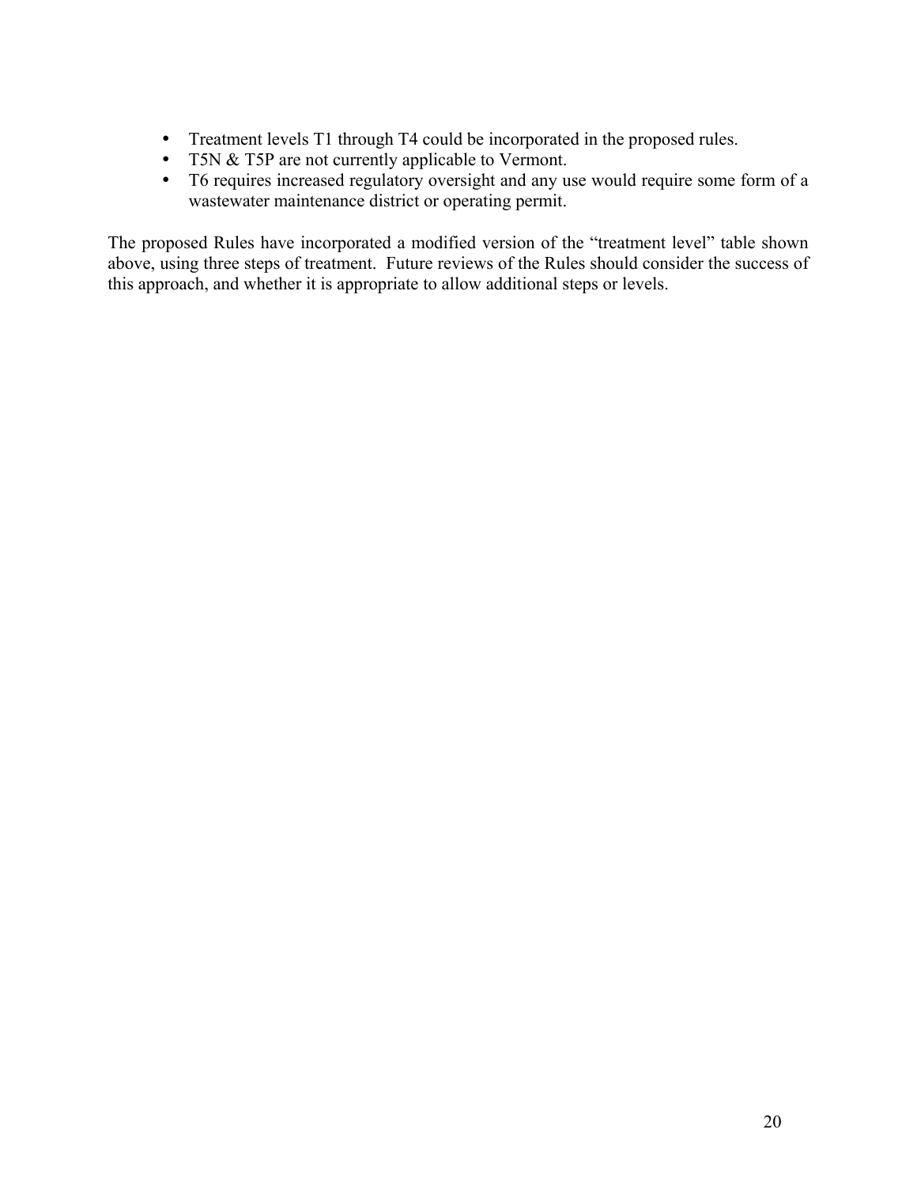- Treatment levels T1 through T4 could be incorporated in the proposed rules.
- T5N & T5P are not currently applicable to Vermont.
- T6 requires increased regulatory oversight and any use would require some form of a wastewater maintenance district or operating permit.

The proposed Rules have incorporated a modified version of the "treatment level" table shown above, using three steps of treatment. Future reviews of the Rules should consider the success of this approach, and whether it is appropriate to allow additional steps or levels.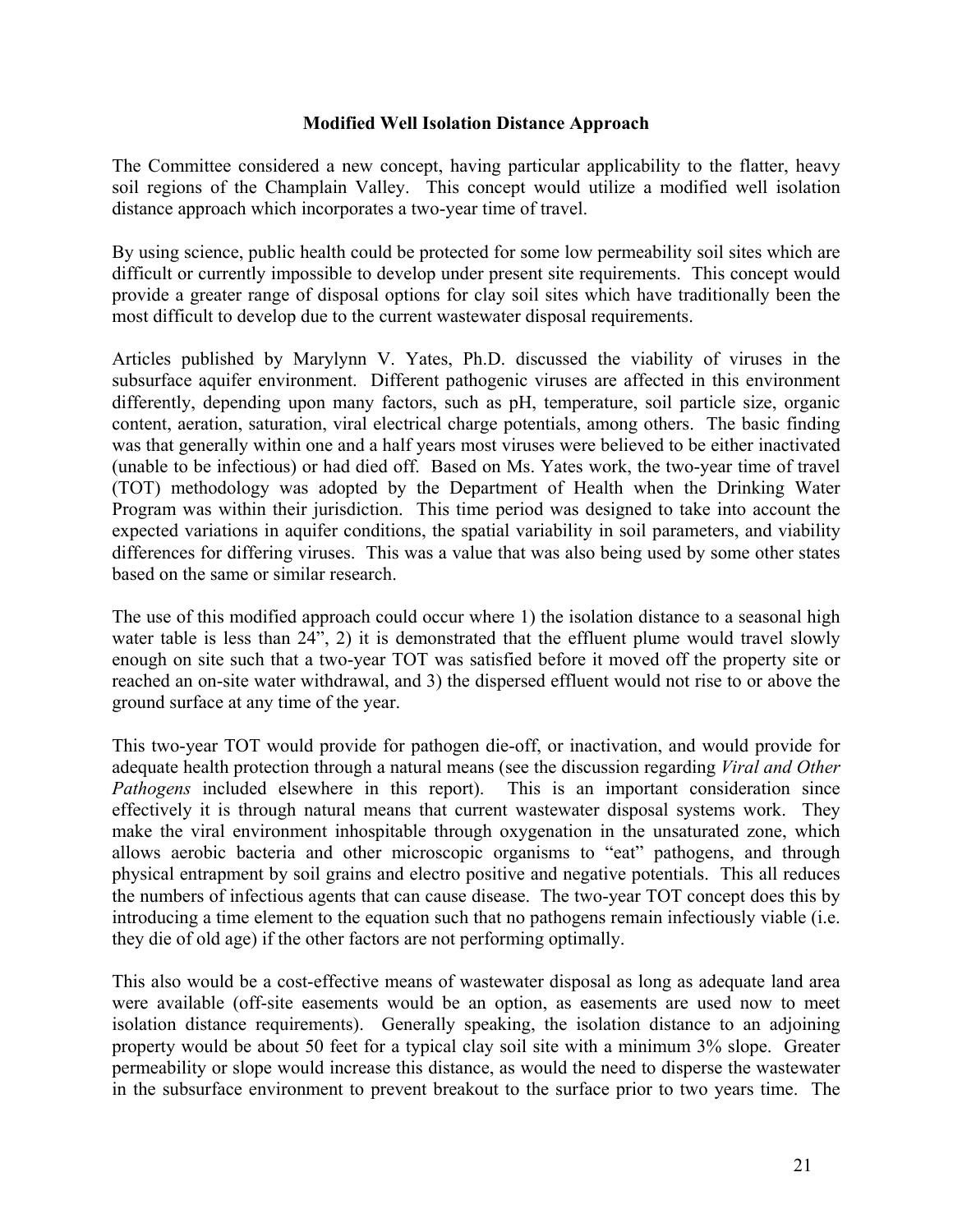## Modified Well Isolation Distance Approach

The Committee considered a new concept, having particular applicability to the flatter, heavy soil regions of the Champlain Valley. This concept would utilize a modified well isolation distance approach which incorporates a two-year time of travel.

By using science, public health could be protected for some low permeability soil sites which are difficult or currently impossible to develop under present site requirements. This concept would provide a greater range of disposal options for clay soil sites which have traditionally been the most difficult to develop due to the current wastewater disposal requirements.

Articles published by Marylynn V. Yates, Ph.D. discussed the viability of viruses in the subsurface aquifer environment. Different pathogenic viruses are affected in this environment differently, depending upon many factors, such as pH, temperature, soil particle size, organic content, aeration, saturation, viral electrical charge potentials, among others. The basic finding was that generally within one and a half years most viruses were believed to be either inactivated (unable to be infectious) or had died off. Based on Ms. Yates work, the two-year time of travel (TOT) methodology was adopted by the Department of Health when the Drinking Water Program was within their jurisdiction. This time period was designed to take into account the expected variations in aquifer conditions, the spatial variability in soil parameters, and viability differences for differing viruses. This was a value that was also being used by some other states based on the same or similar research.

The use of this modified approach could occur where 1) the isolation distance to a seasonal high water table is less than 24", 2) it is demonstrated that the effluent plume would travel slowly enough on site such that a two-year TOT was satisfied before it moved off the property site or reached an on-site water withdrawal, and 3) the dispersed effluent would not rise to or above the ground surface at any time of the year.

This two-year TOT would provide for pathogen die-off, or inactivation, and would provide for adequate health protection through a natural means (see the discussion regarding *Viral and Other Pathogens* included elsewhere in this report). This is an important consideration since effectively it is through natural means that current wastewater disposal systems work. They make the viral environment inhospitable through oxygenation in the unsaturated zone, which allows aerobic bacteria and other microscopic organisms to "eat" pathogens, and through physical entrapment by soil grains and electro positive and negative potentials. This all reduces the numbers of infectious agents that can cause disease. The two-year TOT concept does this by introducing a time element to the equation such that no pathogens remain infectiously viable (i.e. they die of old age) if the other factors are not performing optimally.

This also would be a cost-effective means of wastewater disposal as long as adequate land area were available (off-site easements would be an option, as easements are used now to meet isolation distance requirements). Generally speaking, the isolation distance to an adjoining property would be about 50 feet for a typical clay soil site with a minimum 3% slope. Greater permeability or slope would increase this distance, as would the need to disperse the wastewater in the subsurface environment to prevent breakout to the surface prior to two years time. The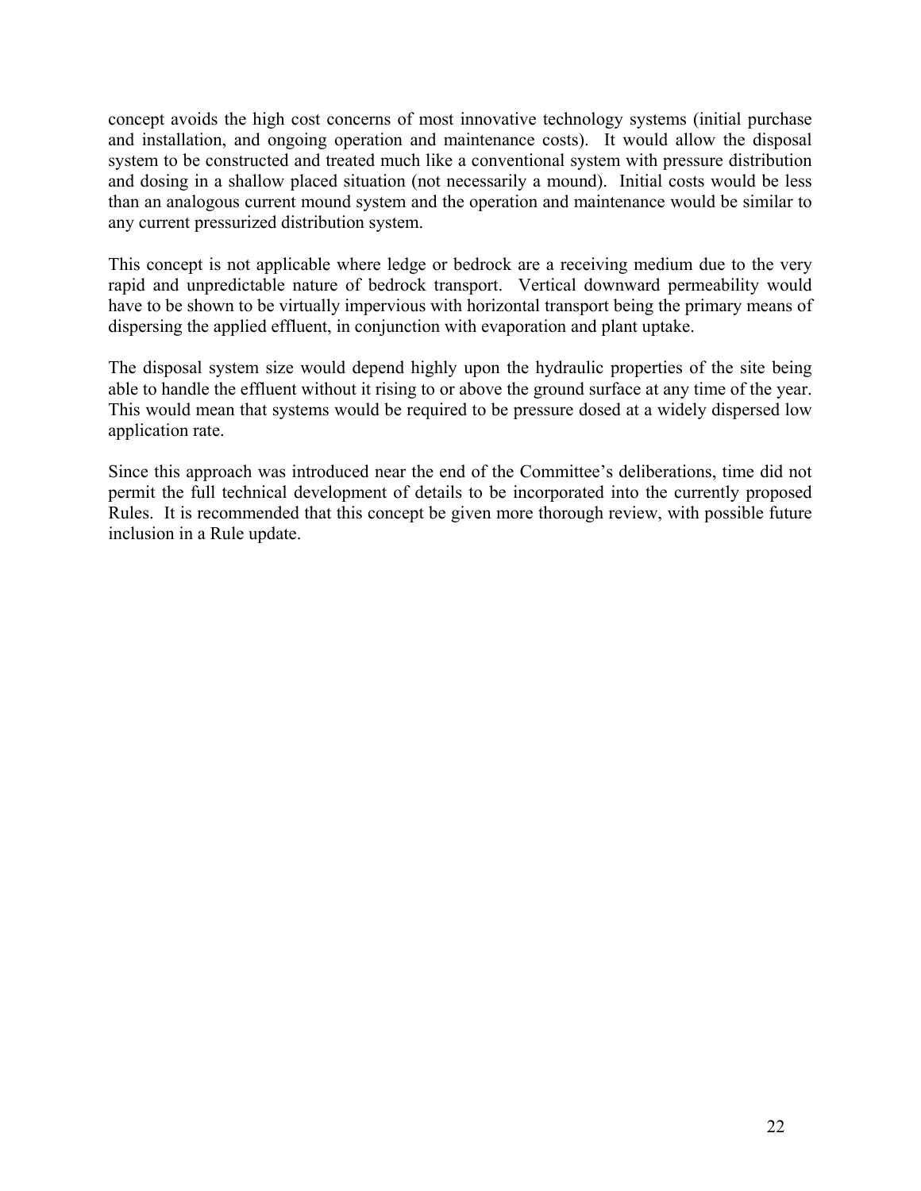concept avoids the high cost concerns of most innovative technology systems (initial purchase and installation, and ongoing operation and maintenance costs). It would allow the disposal system to be constructed and treated much like a conventional system with pressure distribution and dosing in a shallow placed situation (not necessarily a mound). Initial costs would be less than an analogous current mound system and the operation and maintenance would be similar to any current pressurized distribution system.

This concept is not applicable where ledge or bedrock are a receiving medium due to the very rapid and unpredictable nature of bedrock transport. Vertical downward permeability would have to be shown to be virtually impervious with horizontal transport being the primary means of dispersing the applied effluent, in conjunction with evaporation and plant uptake.

The disposal system size would depend highly upon the hydraulic properties of the site being able to handle the effluent without it rising to or above the ground surface at any time of the year. This would mean that systems would be required to be pressure dosed at a widely dispersed low application rate.

Since this approach was introduced near the end of the Committee's deliberations, time did not permit the full technical development of details to be incorporated into the currently proposed Rules. It is recommended that this concept be given more thorough review, with possible future inclusion in a Rule update.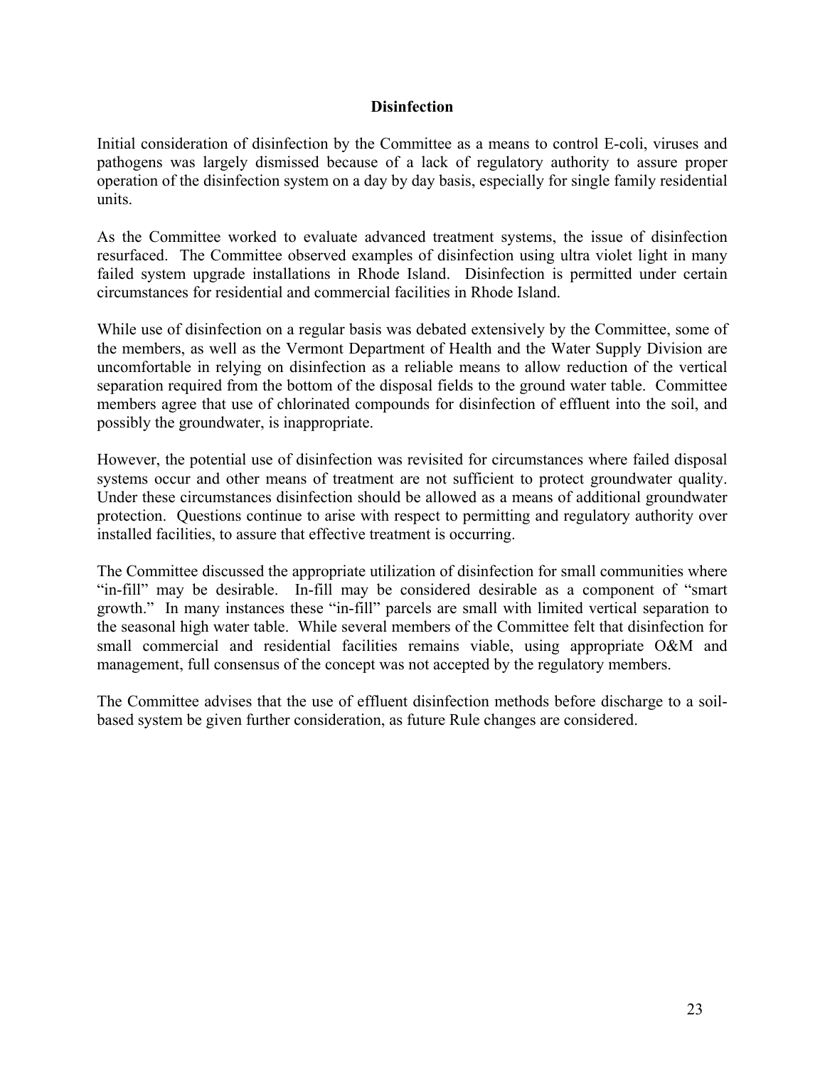## Disinfection

Initial consideration of disinfection by the Committee as a means to control E-coli, viruses and pathogens was largely dismissed because of a lack of regulatory authority to assure proper operation of the disinfection system on a day by day basis, especially for single family residential units.

As the Committee worked to evaluate advanced treatment systems, the issue of disinfection resurfaced. The Committee observed examples of disinfection using ultra violet light in many failed system upgrade installations in Rhode Island. Disinfection is permitted under certain circumstances for residential and commercial facilities in Rhode Island.

While use of disinfection on a regular basis was debated extensively by the Committee, some of the members, as well as the Vermont Department of Health and the Water Supply Division are uncomfortable in relying on disinfection as a reliable means to allow reduction of the vertical separation required from the bottom of the disposal fields to the ground water table. Committee members agree that use of chlorinated compounds for disinfection of effluent into the soil, and possibly the groundwater, is inappropriate.

However, the potential use of disinfection was revisited for circumstances where failed disposal systems occur and other means of treatment are not sufficient to protect groundwater quality. Under these circumstances disinfection should be allowed as a means of additional groundwater protection. Questions continue to arise with respect to permitting and regulatory authority over installed facilities, to assure that effective treatment is occurring.

The Committee discussed the appropriate utilization of disinfection for small communities where "in-fill" may be desirable. In-fill may be considered desirable as a component of "smart growth." In many instances these "in-fill" parcels are small with limited vertical separation to the seasonal high water table. While several members of the Committee felt that disinfection for small commercial and residential facilities remains viable, using appropriate O&M and management, full consensus of the concept was not accepted by the regulatory members.

The Committee advises that the use of effluent disinfection methods before discharge to a soil-based system be given further consideration, as future Rule changes are considered.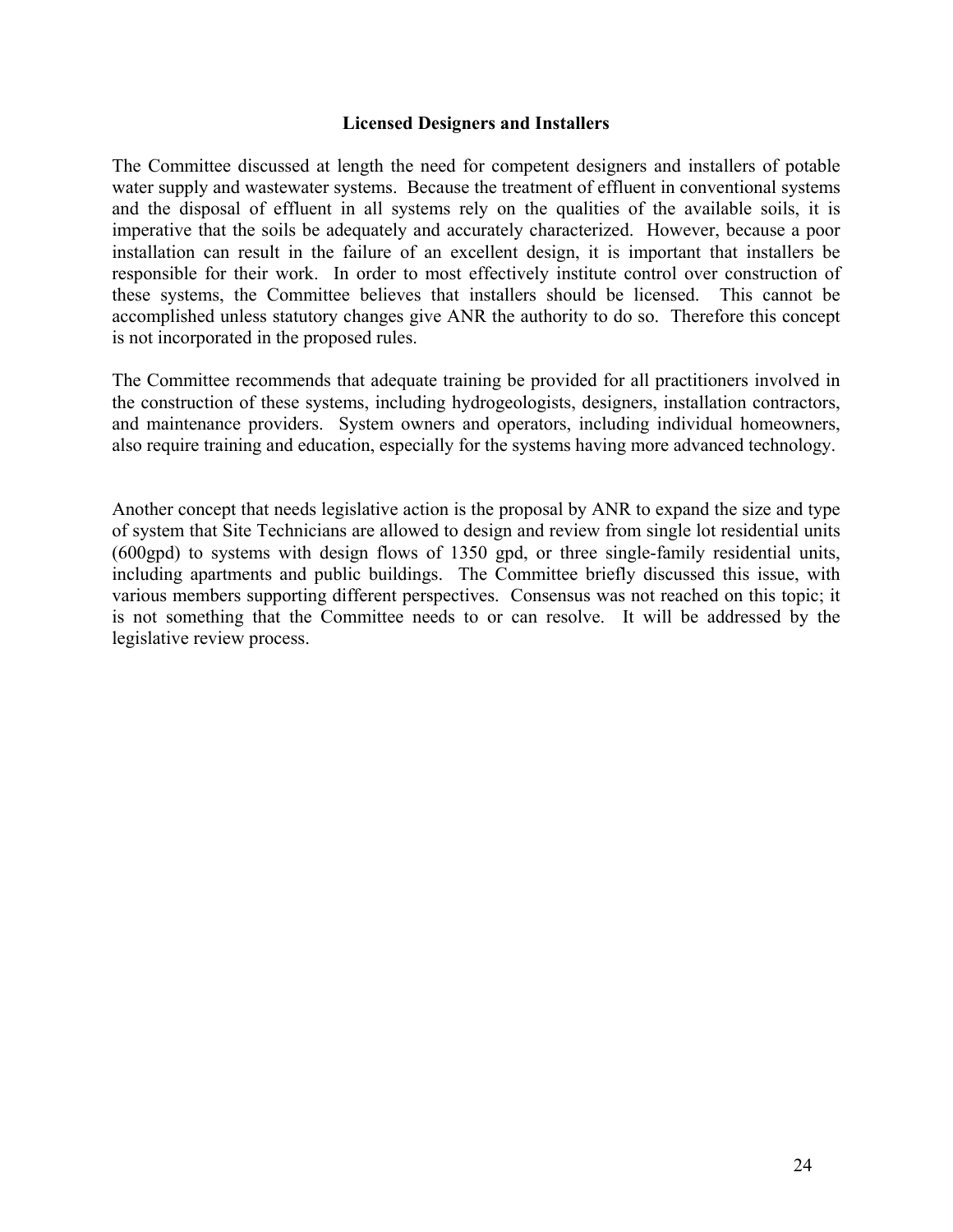### Licensed Designers and Installers

The Committee discussed at length the need for competent designers and installers of potable water supply and wastewater systems. Because the treatment of effluent in conventional systems and the disposal of effluent in all systems rely on the qualities of the available soils, it is imperative that the soils be adequately and accurately characterized. However, because a poor installation can result in the failure of an excellent design, it is important that installers be responsible for their work. In order to most effectively institute control over construction of these systems, the Committee believes that installers should be licensed. This cannot be accomplished unless statutory changes give ANR the authority to do so. Therefore this concept is not incorporated in the proposed rules.

The Committee recommends that adequate training be provided for all practitioners involved in the construction of these systems, including hydrogeologists, designers, installation contractors, and maintenance providers. System owners and operators, including individual homeowners, also require training and education, especially for the systems having more advanced technology.

Another concept that needs legislative action is the proposal by ANR to expand the size and type of system that Site Technicians are allowed to design and review from single lot residential units (600gpd) to systems with design flows of 1350 gpd, or three single-family residential units, including apartments and public buildings. The Committee briefly discussed this issue, with various members supporting different perspectives. Consensus was not reached on this topic; it is not something that the Committee needs to or can resolve. It will be addressed by the legislative review process.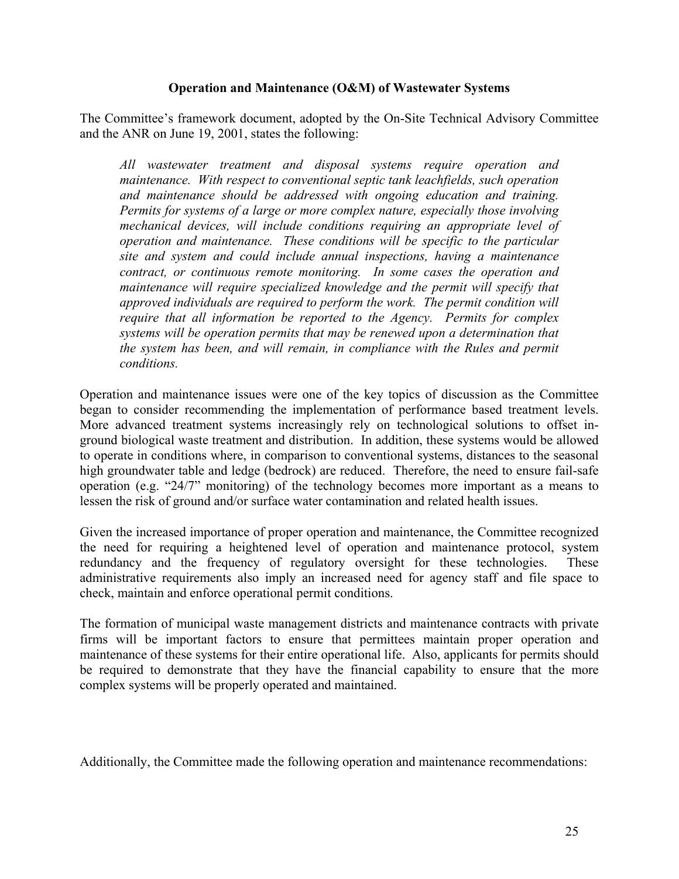**Operation and Maintenance (O&M) of Wastewater Systems**

The Committee's framework document, adopted by the On-Site Technical Advisory Committee and the ANR on June 19, 2001, states the following:

> *All wastewater treatment and disposal systems require operation and maintenance. With respect to conventional septic tank leachfields, such operation and maintenance should be addressed with ongoing education and training. Permits for systems of a large or more complex nature, especially those involving mechanical devices, will include conditions requiring an appropriate level of operation and maintenance. These conditions will be specific to the particular site and system and could include annual inspections, having a maintenance contract, or continuous remote monitoring. In some cases the operation and maintenance will require specialized knowledge and the permit will specify that approved individuals are required to perform the work. The permit condition will require that all information be reported to the Agency. Permits for complex systems will be operation permits that may be renewed upon a determination that the system has been, and will remain, in compliance with the Rules and permit conditions.*

Operation and maintenance issues were one of the key topics of discussion as the Committee began to consider recommending the implementation of performance based treatment levels. More advanced treatment systems increasingly rely on technological solutions to offset in-ground biological waste treatment and distribution. In addition, these systems would be allowed to operate in conditions where, in comparison to conventional systems, distances to the seasonal high groundwater table and ledge (bedrock) are reduced. Therefore, the need to ensure fail-safe operation (e.g. "24/7" monitoring) of the technology becomes more important as a means to lessen the risk of ground and/or surface water contamination and related health issues.

Given the increased importance of proper operation and maintenance, the Committee recognized the need for requiring a heightened level of operation and maintenance protocol, system redundancy and the frequency of regulatory oversight for these technologies. These administrative requirements also imply an increased need for agency staff and file space to check, maintain and enforce operational permit conditions.

The formation of municipal waste management districts and maintenance contracts with private firms will be important factors to ensure that permittees maintain proper operation and maintenance of these systems for their entire operational life. Also, applicants for permits should be required to demonstrate that they have the financial capability to ensure that the more complex systems will be properly operated and maintained.

Additionally, the Committee made the following operation and maintenance recommendations: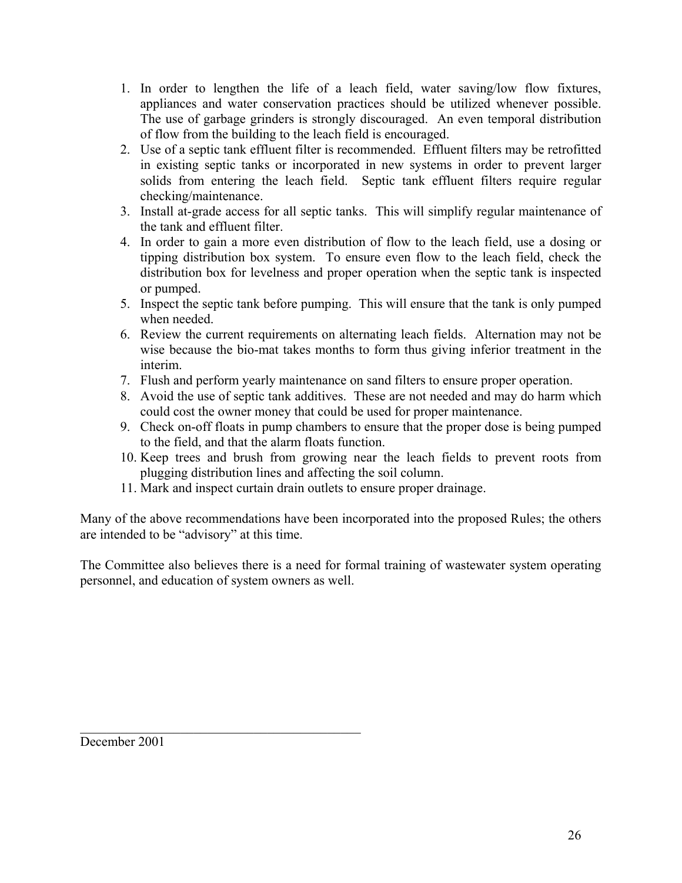1. In order to lengthen the life of a leach field, water saving/low flow fixtures, appliances and water conservation practices should be utilized whenever possible. The use of garbage grinders is strongly discouraged. An even temporal distribution of flow from the building to the leach field is encouraged.
2. Use of a septic tank effluent filter is recommended. Effluent filters may be retrofitted in existing septic tanks or incorporated in new systems in order to prevent larger solids from entering the leach field. Septic tank effluent filters require regular checking/maintenance.
3. Install at-grade access for all septic tanks. This will simplify regular maintenance of the tank and effluent filter.
4. In order to gain a more even distribution of flow to the leach field, use a dosing or tipping distribution box system. To ensure even flow to the leach field, check the distribution box for levelness and proper operation when the septic tank is inspected or pumped.
5. Inspect the septic tank before pumping. This will ensure that the tank is only pumped when needed.
6. Review the current requirements on alternating leach fields. Alternation may not be wise because the bio-mat takes months to form thus giving inferior treatment in the interim.
7. Flush and perform yearly maintenance on sand filters to ensure proper operation.
8. Avoid the use of septic tank additives. These are not needed and may do harm which could cost the owner money that could be used for proper maintenance.
9. Check on-off floats in pump chambers to ensure that the proper dose is being pumped to the field, and that the alarm floats function.
10. Keep trees and brush from growing near the leach fields to prevent roots from plugging distribution lines and affecting the soil column.
11. Mark and inspect curtain drain outlets to ensure proper drainage.

Many of the above recommendations have been incorporated into the proposed Rules; the others are intended to be "advisory" at this time.

The Committee also believes there is a need for formal training of wastewater system operating personnel, and education of system owners as well.

December 2001